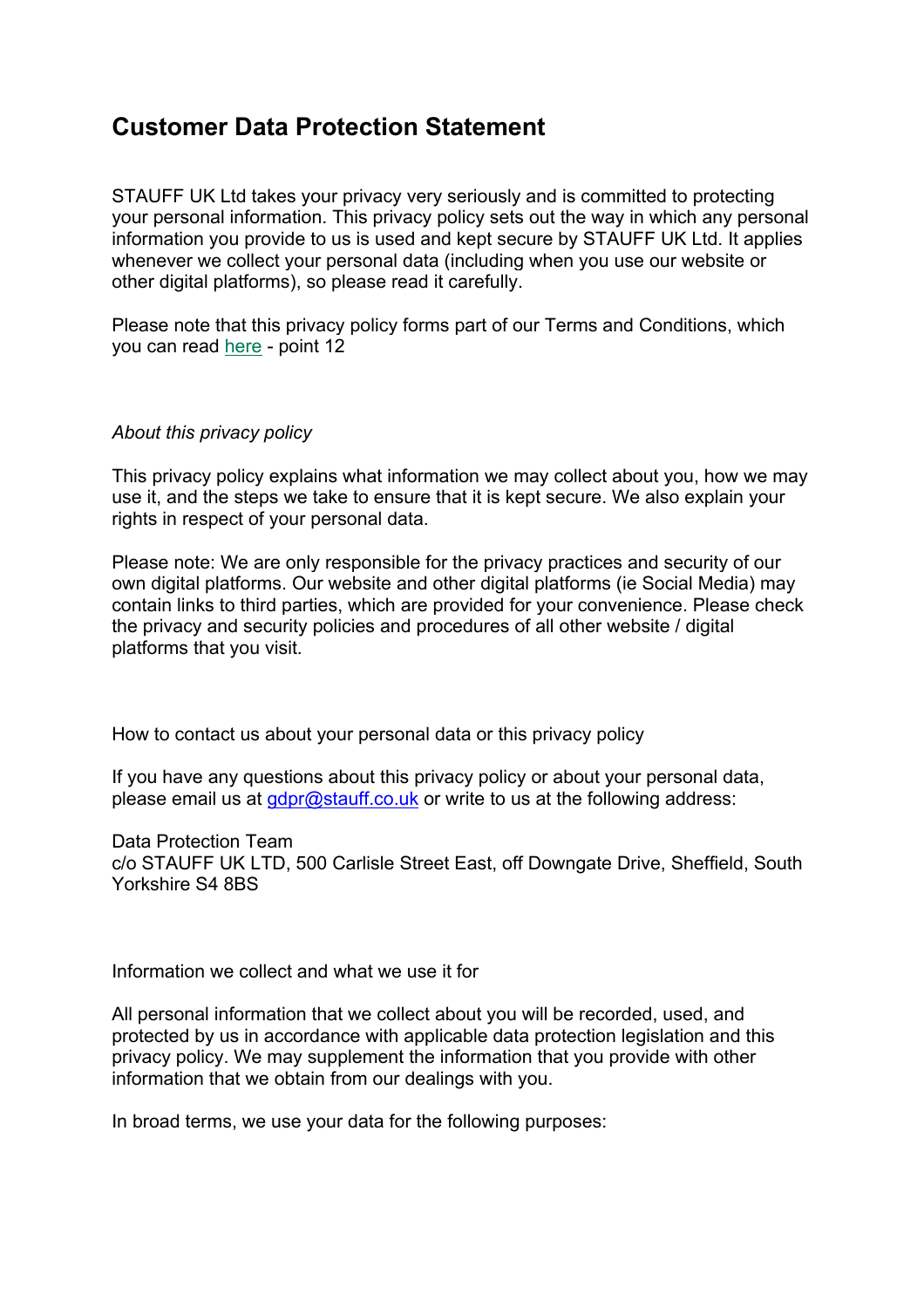# Customer Data Protection Statement

STAUFF UK Ltd takes your privacy very seriously and is committed to protecting your personal information. This privacy policy sets out the way in which any personal information you provide to us is used and kept secure by STAUFF UK Ltd. It applies whenever we collect your personal data (including when you use our website or other digital platforms), so please read it carefully.

Please note that this privacy policy forms part of our Terms and Conditions, which you can read here - point 12

*About this privacy policy*

This privacy policy explains what information we may collect about you, how we may use it, and the steps we take to ensure that it is kept secure. We also explain your rights in respect of your personal data.

Please note: We are only responsible for the privacy practices and security of our own digital platforms. Our website and other digital platforms (ie Social Media) may contain links to third parties, which are provided for your convenience. Please check the privacy and security policies and procedures of all other website / digital platforms that you visit.

How to contact us about your personal data or this privacy policy

If you have any questions about this privacy policy or about your personal data, please email us at gdpr@stauff.co.uk or write to us at the following address:

Data Protection Team
c/o STAUFF UK LTD, 500 Carlisle Street East, off Downgate Drive, Sheffield, South Yorkshire S4 8BS

Information we collect and what we use it for

All personal information that we collect about you will be recorded, used, and protected by us in accordance with applicable data protection legislation and this privacy policy. We may supplement the information that you provide with other information that we obtain from our dealings with you.

In broad terms, we use your data for the following purposes: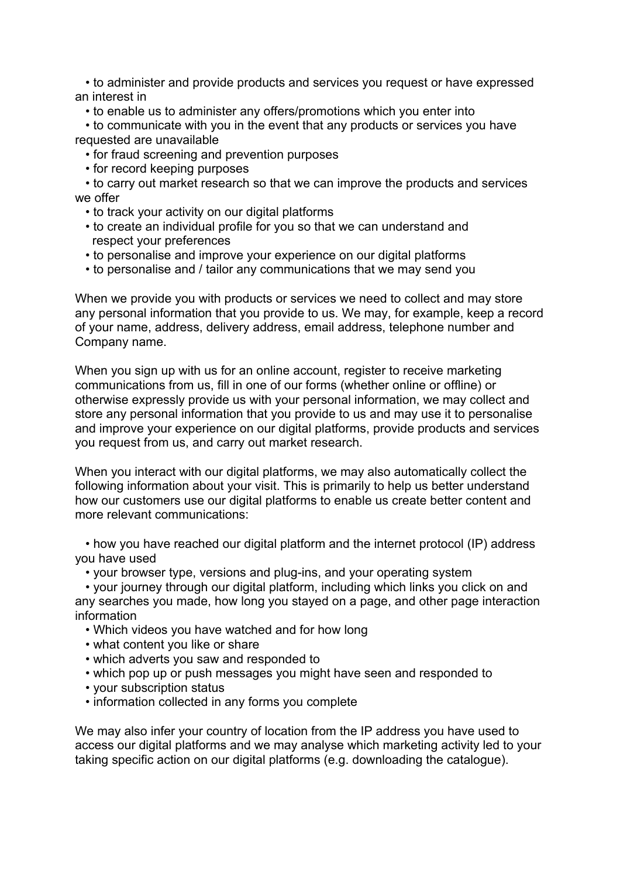- to administer and provide products and services you request or have expressed an interest in
- to enable us to administer any offers/promotions which you enter into
- to communicate with you in the event that any products or services you have requested are unavailable
- for fraud screening and prevention purposes
- for record keeping purposes
- to carry out market research so that we can improve the products and services we offer
- to track your activity on our digital platforms
- to create an individual profile for you so that we can understand and respect your preferences
- to personalise and improve your experience on our digital platforms
- to personalise and / tailor any communications that we may send you

When we provide you with products or services we need to collect and may store any personal information that you provide to us. We may, for example, keep a record of your name, address, delivery address, email address, telephone number and Company name.

When you sign up with us for an online account, register to receive marketing communications from us, fill in one of our forms (whether online or offline) or otherwise expressly provide us with your personal information, we may collect and store any personal information that you provide to us and may use it to personalise and improve your experience on our digital platforms, provide products and services you request from us, and carry out market research.

When you interact with our digital platforms, we may also automatically collect the following information about your visit. This is primarily to help us better understand how our customers use our digital platforms to enable us create better content and more relevant communications:

- how you have reached our digital platform and the internet protocol (IP) address you have used
- your browser type, versions and plug-ins, and your operating system
- your journey through our digital platform, including which links you click on and any searches you made, how long you stayed on a page, and other page interaction information
- Which videos you have watched and for how long
- what content you like or share
- which adverts you saw and responded to
- which pop up or push messages you might have seen and responded to
- your subscription status
- information collected in any forms you complete

We may also infer your country of location from the IP address you have used to access our digital platforms and we may analyse which marketing activity led to your taking specific action on our digital platforms (e.g. downloading the catalogue).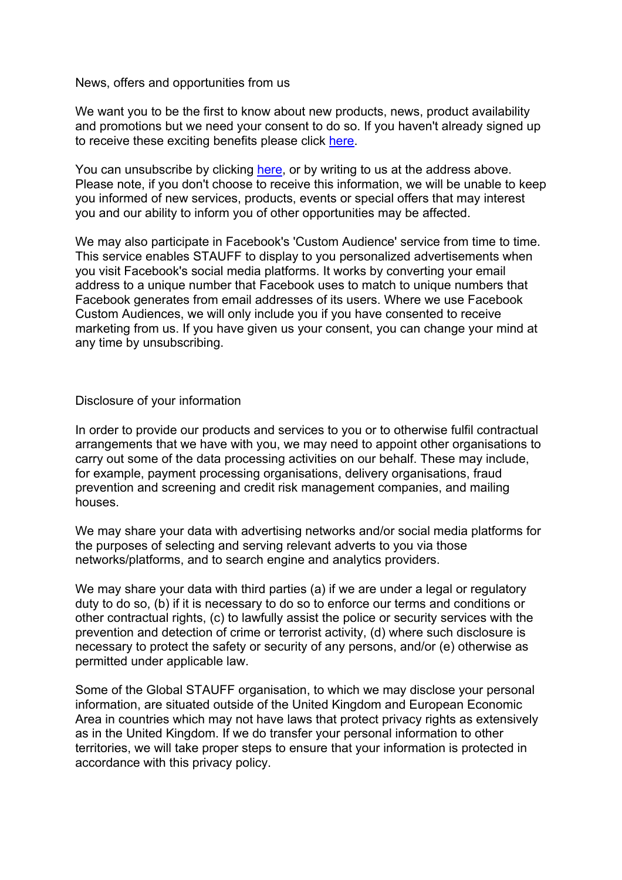## News, offers and opportunities from us

We want you to be the first to know about new products, news, product availability and promotions but we need your consent to do so. If you haven't already signed up to receive these exciting benefits please click here.

You can unsubscribe by clicking here, or by writing to us at the address above. Please note, if you don't choose to receive this information, we will be unable to keep you informed of new services, products, events or special offers that may interest you and our ability to inform you of other opportunities may be affected.

We may also participate in Facebook's 'Custom Audience' service from time to time. This service enables STAUFF to display to you personalized advertisements when you visit Facebook's social media platforms. It works by converting your email address to a unique number that Facebook uses to match to unique numbers that Facebook generates from email addresses of its users. Where we use Facebook Custom Audiences, we will only include you if you have consented to receive marketing from us. If you have given us your consent, you can change your mind at any time by unsubscribing.

## Disclosure of your information

In order to provide our products and services to you or to otherwise fulfil contractual arrangements that we have with you, we may need to appoint other organisations to carry out some of the data processing activities on our behalf. These may include, for example, payment processing organisations, delivery organisations, fraud prevention and screening and credit risk management companies, and mailing houses.

We may share your data with advertising networks and/or social media platforms for the purposes of selecting and serving relevant adverts to you via those networks/platforms, and to search engine and analytics providers.

We may share your data with third parties (a) if we are under a legal or regulatory duty to do so, (b) if it is necessary to do so to enforce our terms and conditions or other contractual rights, (c) to lawfully assist the police or security services with the prevention and detection of crime or terrorist activity, (d) where such disclosure is necessary to protect the safety or security of any persons, and/or (e) otherwise as permitted under applicable law.

Some of the Global STAUFF organisation, to which we may disclose your personal information, are situated outside of the United Kingdom and European Economic Area in countries which may not have laws that protect privacy rights as extensively as in the United Kingdom. If we do transfer your personal information to other territories, we will take proper steps to ensure that your information is protected in accordance with this privacy policy.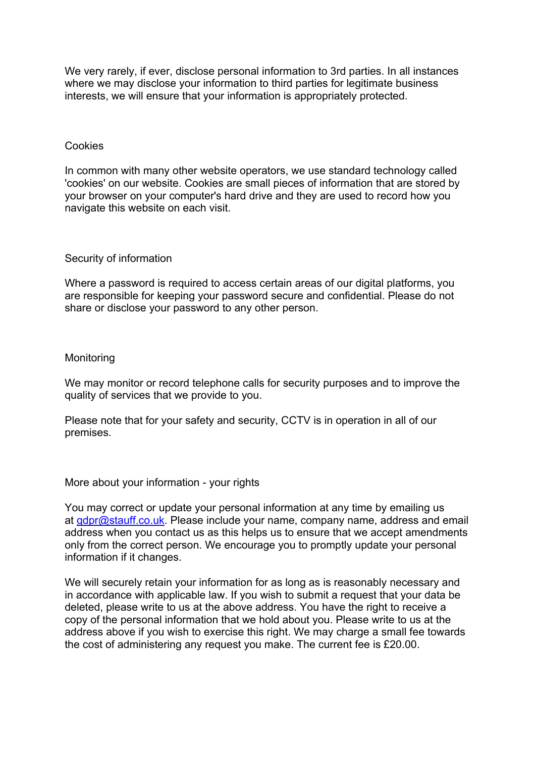We very rarely, if ever, disclose personal information to 3rd parties. In all instances where we may disclose your information to third parties for legitimate business interests, we will ensure that your information is appropriately protected.

## Cookies

In common with many other website operators, we use standard technology called 'cookies' on our website. Cookies are small pieces of information that are stored by your browser on your computer's hard drive and they are used to record how you navigate this website on each visit.

## Security of information

Where a password is required to access certain areas of our digital platforms, you are responsible for keeping your password secure and confidential. Please do not share or disclose your password to any other person.

## Monitoring

We may monitor or record telephone calls for security purposes and to improve the quality of services that we provide to you.

Please note that for your safety and security, CCTV is in operation in all of our premises.

## More about your information - your rights

You may correct or update your personal information at any time by emailing us at [gdpr@stauff.co.uk](mailto:gdpr@stauff.co.uk). Please include your name, company name, address and email address when you contact us as this helps us to ensure that we accept amendments only from the correct person. We encourage you to promptly update your personal information if it changes.

We will securely retain your information for as long as is reasonably necessary and in accordance with applicable law. If you wish to submit a request that your data be deleted, please write to us at the above address. You have the right to receive a copy of the personal information that we hold about you. Please write to us at the address above if you wish to exercise this right. We may charge a small fee towards the cost of administering any request you make. The current fee is £20.00.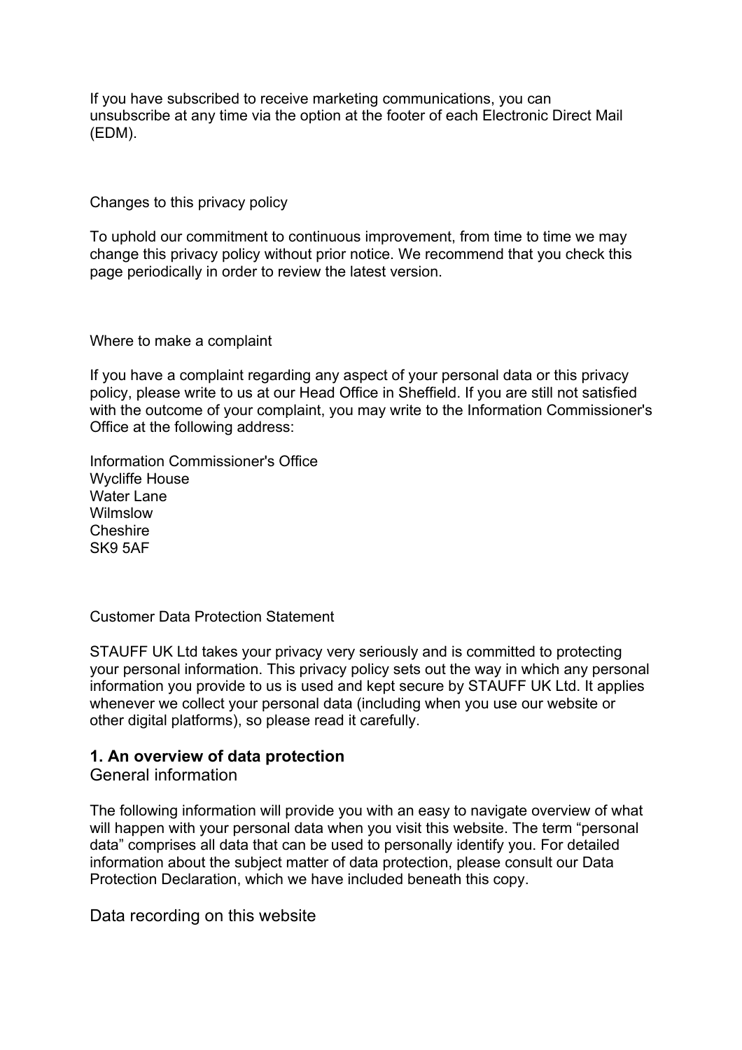If you have subscribed to receive marketing communications, you can unsubscribe at any time via the option at the footer of each Electronic Direct Mail (EDM).

Changes to this privacy policy

To uphold our commitment to continuous improvement, from time to time we may change this privacy policy without prior notice. We recommend that you check this page periodically in order to review the latest version.

Where to make a complaint

If you have a complaint regarding any aspect of your personal data or this privacy policy, please write to us at our Head Office in Sheffield. If you are still not satisfied with the outcome of your complaint, you may write to the Information Commissioner's Office at the following address:

Information Commissioner's Office
Wycliffe House
Water Lane
Wilmslow
Cheshire
SK9 5AF

Customer Data Protection Statement

STAUFF UK Ltd takes your privacy very seriously and is committed to protecting your personal information. This privacy policy sets out the way in which any personal information you provide to us is used and kept secure by STAUFF UK Ltd. It applies whenever we collect your personal data (including when you use our website or other digital platforms), so please read it carefully.

## 1. An overview of data protection

General information

The following information will provide you with an easy to navigate overview of what will happen with your personal data when you visit this website. The term "personal data" comprises all data that can be used to personally identify you. For detailed information about the subject matter of data protection, please consult our Data Protection Declaration, which we have included beneath this copy.

Data recording on this website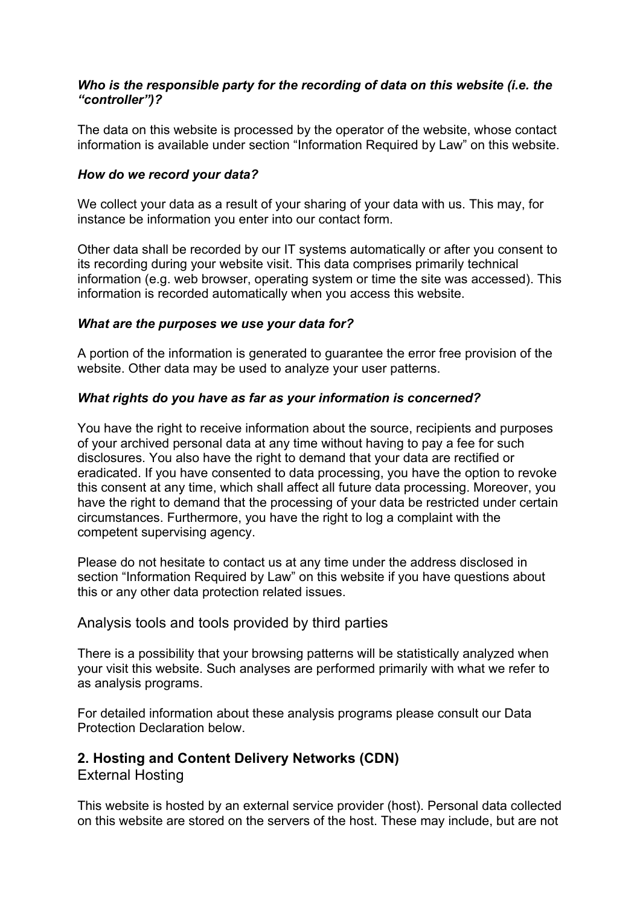***Who is the responsible party for the recording of data on this website (i.e. the "controller")?***

The data on this website is processed by the operator of the website, whose contact information is available under section "Information Required by Law" on this website.

***How do we record your data?***

We collect your data as a result of your sharing of your data with us. This may, for instance be information you enter into our contact form.

Other data shall be recorded by our IT systems automatically or after you consent to its recording during your website visit. This data comprises primarily technical information (e.g. web browser, operating system or time the site was accessed). This information is recorded automatically when you access this website.

***What are the purposes we use your data for?***

A portion of the information is generated to guarantee the error free provision of the website. Other data may be used to analyze your user patterns.

***What rights do you have as far as your information is concerned?***

You have the right to receive information about the source, recipients and purposes of your archived personal data at any time without having to pay a fee for such disclosures. You also have the right to demand that your data are rectified or eradicated. If you have consented to data processing, you have the option to revoke this consent at any time, which shall affect all future data processing. Moreover, you have the right to demand that the processing of your data be restricted under certain circumstances. Furthermore, you have the right to log a complaint with the competent supervising agency.

Please do not hesitate to contact us at any time under the address disclosed in section "Information Required by Law" on this website if you have questions about this or any other data protection related issues.

### Analysis tools and tools provided by third parties

There is a possibility that your browsing patterns will be statistically analyzed when your visit this website. Such analyses are performed primarily with what we refer to as analysis programs.

For detailed information about these analysis programs please consult our Data Protection Declaration below.

## 2. Hosting and Content Delivery Networks (CDN)

### External Hosting

This website is hosted by an external service provider (host). Personal data collected on this website are stored on the servers of the host. These may include, but are not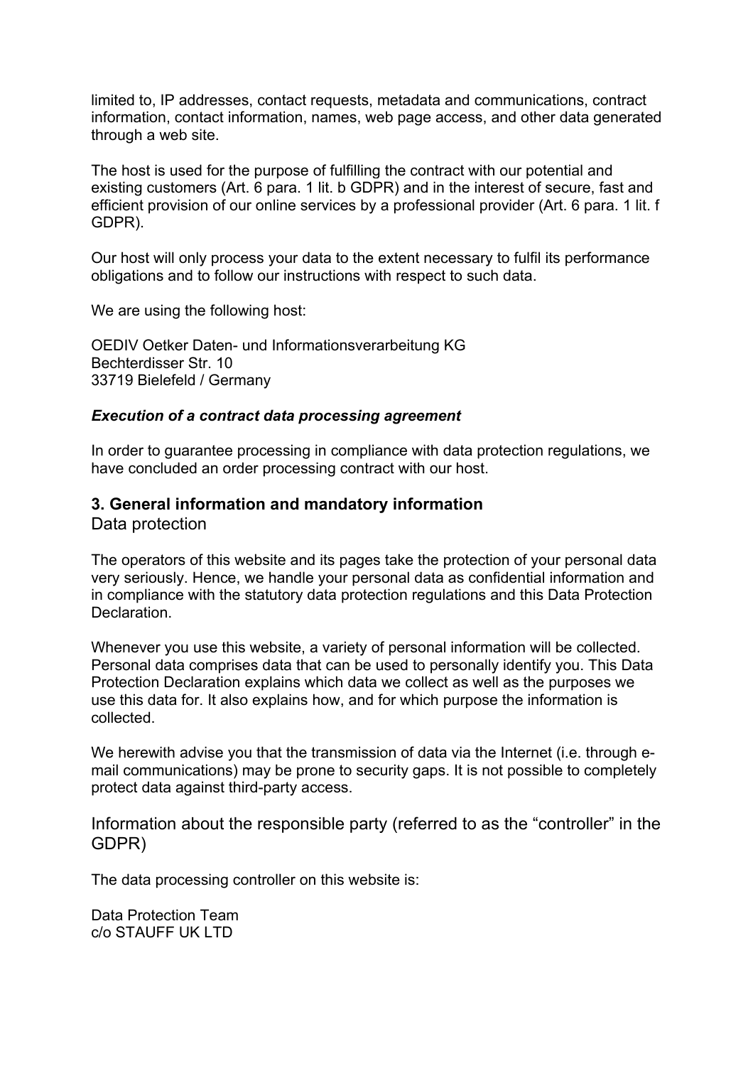limited to, IP addresses, contact requests, metadata and communications, contract information, contact information, names, web page access, and other data generated through a web site.

The host is used for the purpose of fulfilling the contract with our potential and existing customers (Art. 6 para. 1 lit. b GDPR) and in the interest of secure, fast and efficient provision of our online services by a professional provider (Art. 6 para. 1 lit. f GDPR).

Our host will only process your data to the extent necessary to fulfil its performance obligations and to follow our instructions with respect to such data.

We are using the following host:

OEDIV Oetker Daten- und Informationsverarbeitung KG
Bechterdisser Str. 10
33719 Bielefeld / Germany

***Execution of a contract data processing agreement***

In order to guarantee processing in compliance with data protection regulations, we have concluded an order processing contract with our host.

## 3. General information and mandatory information

### Data protection

The operators of this website and its pages take the protection of your personal data very seriously. Hence, we handle your personal data as confidential information and in compliance with the statutory data protection regulations and this Data Protection Declaration.

Whenever you use this website, a variety of personal information will be collected. Personal data comprises data that can be used to personally identify you. This Data Protection Declaration explains which data we collect as well as the purposes we use this data for. It also explains how, and for which purpose the information is collected.

We herewith advise you that the transmission of data via the Internet (i.e. through e-mail communications) may be prone to security gaps. It is not possible to completely protect data against third-party access.

### Information about the responsible party (referred to as the "controller" in the GDPR)

The data processing controller on this website is:

Data Protection Team
c/o STAUFF UK LTD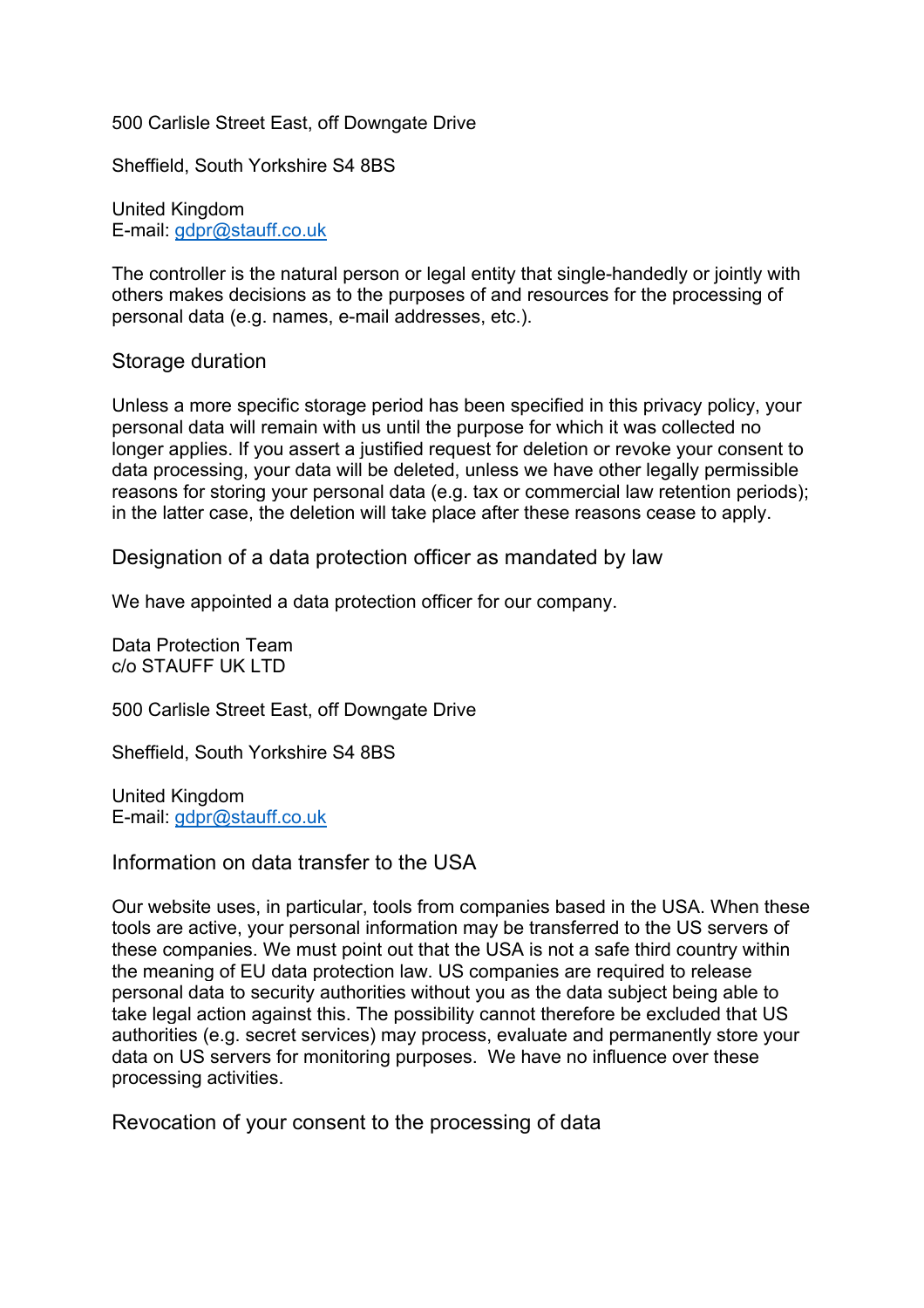500 Carlisle Street East, off Downgate Drive

Sheffield, South Yorkshire S4 8BS

United Kingdom
E-mail: gdpr@stauff.co.uk

The controller is the natural person or legal entity that single-handedly or jointly with others makes decisions as to the purposes of and resources for the processing of personal data (e.g. names, e-mail addresses, etc.).

## Storage duration

Unless a more specific storage period has been specified in this privacy policy, your personal data will remain with us until the purpose for which it was collected no longer applies. If you assert a justified request for deletion or revoke your consent to data processing, your data will be deleted, unless we have other legally permissible reasons for storing your personal data (e.g. tax or commercial law retention periods); in the latter case, the deletion will take place after these reasons cease to apply.

## Designation of a data protection officer as mandated by law

We have appointed a data protection officer for our company.

Data Protection Team
c/o STAUFF UK LTD

500 Carlisle Street East, off Downgate Drive

Sheffield, South Yorkshire S4 8BS

United Kingdom
E-mail: gdpr@stauff.co.uk

## Information on data transfer to the USA

Our website uses, in particular, tools from companies based in the USA. When these tools are active, your personal information may be transferred to the US servers of these companies. We must point out that the USA is not a safe third country within the meaning of EU data protection law. US companies are required to release personal data to security authorities without you as the data subject being able to take legal action against this. The possibility cannot therefore be excluded that US authorities (e.g. secret services) may process, evaluate and permanently store your data on US servers for monitoring purposes. We have no influence over these processing activities.

## Revocation of your consent to the processing of data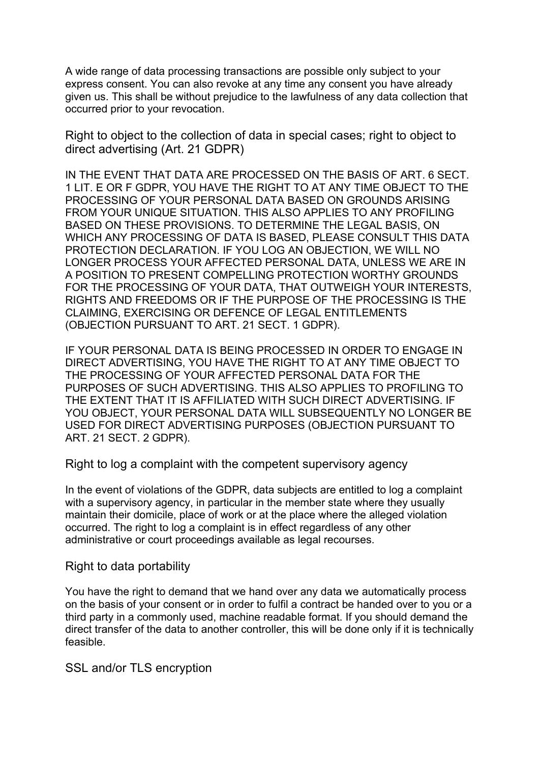A wide range of data processing transactions are possible only subject to your express consent. You can also revoke at any time any consent you have already given us. This shall be without prejudice to the lawfulness of any data collection that occurred prior to your revocation.

### Right to object to the collection of data in special cases; right to object to direct advertising (Art. 21 GDPR)

IN THE EVENT THAT DATA ARE PROCESSED ON THE BASIS OF ART. 6 SECT. 1 LIT. E OR F GDPR, YOU HAVE THE RIGHT TO AT ANY TIME OBJECT TO THE PROCESSING OF YOUR PERSONAL DATA BASED ON GROUNDS ARISING FROM YOUR UNIQUE SITUATION. THIS ALSO APPLIES TO ANY PROFILING BASED ON THESE PROVISIONS. TO DETERMINE THE LEGAL BASIS, ON WHICH ANY PROCESSING OF DATA IS BASED, PLEASE CONSULT THIS DATA PROTECTION DECLARATION. IF YOU LOG AN OBJECTION, WE WILL NO LONGER PROCESS YOUR AFFECTED PERSONAL DATA, UNLESS WE ARE IN A POSITION TO PRESENT COMPELLING PROTECTION WORTHY GROUNDS FOR THE PROCESSING OF YOUR DATA, THAT OUTWEIGH YOUR INTERESTS, RIGHTS AND FREEDOMS OR IF THE PURPOSE OF THE PROCESSING IS THE CLAIMING, EXERCISING OR DEFENCE OF LEGAL ENTITLEMENTS (OBJECTION PURSUANT TO ART. 21 SECT. 1 GDPR).

IF YOUR PERSONAL DATA IS BEING PROCESSED IN ORDER TO ENGAGE IN DIRECT ADVERTISING, YOU HAVE THE RIGHT TO AT ANY TIME OBJECT TO THE PROCESSING OF YOUR AFFECTED PERSONAL DATA FOR THE PURPOSES OF SUCH ADVERTISING. THIS ALSO APPLIES TO PROFILING TO THE EXTENT THAT IT IS AFFILIATED WITH SUCH DIRECT ADVERTISING. IF YOU OBJECT, YOUR PERSONAL DATA WILL SUBSEQUENTLY NO LONGER BE USED FOR DIRECT ADVERTISING PURPOSES (OBJECTION PURSUANT TO ART. 21 SECT. 2 GDPR).

### Right to log a complaint with the competent supervisory agency

In the event of violations of the GDPR, data subjects are entitled to log a complaint with a supervisory agency, in particular in the member state where they usually maintain their domicile, place of work or at the place where the alleged violation occurred. The right to log a complaint is in effect regardless of any other administrative or court proceedings available as legal recourses.

### Right to data portability

You have the right to demand that we hand over any data we automatically process on the basis of your consent or in order to fulfil a contract be handed over to you or a third party in a commonly used, machine readable format. If you should demand the direct transfer of the data to another controller, this will be done only if it is technically feasible.

### SSL and/or TLS encryption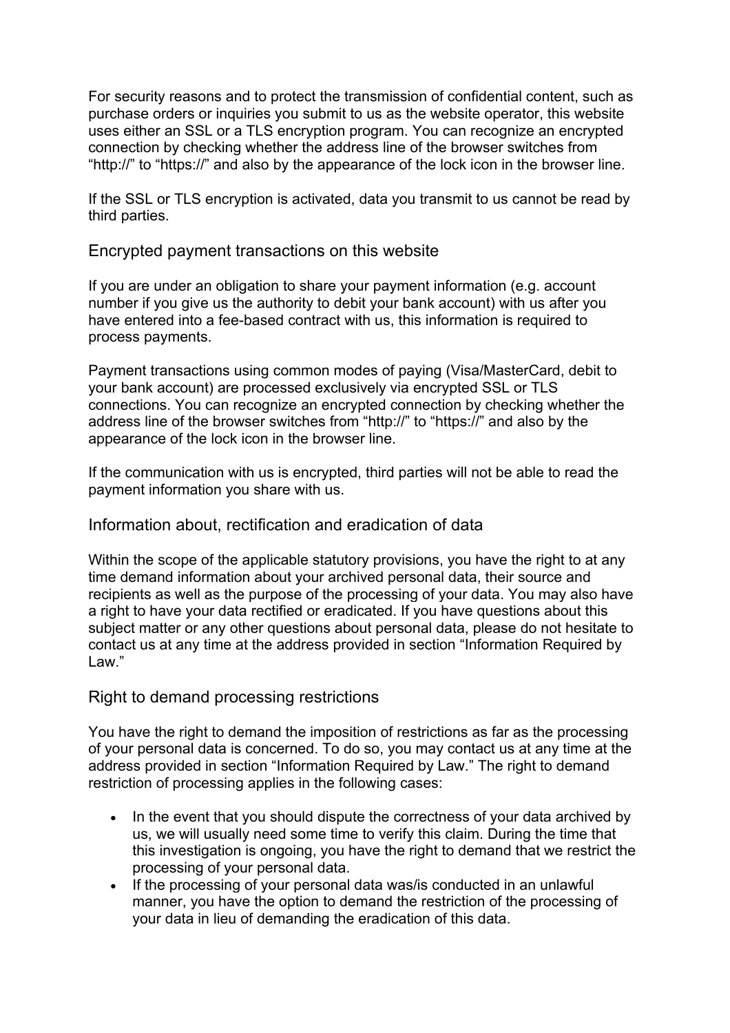For security reasons and to protect the transmission of confidential content, such as purchase orders or inquiries you submit to us as the website operator, this website uses either an SSL or a TLS encryption program. You can recognize an encrypted connection by checking whether the address line of the browser switches from "http://" to "https://" and also by the appearance of the lock icon in the browser line.

If the SSL or TLS encryption is activated, data you transmit to us cannot be read by third parties.

### Encrypted payment transactions on this website

If you are under an obligation to share your payment information (e.g. account number if you give us the authority to debit your bank account) with us after you have entered into a fee-based contract with us, this information is required to process payments.

Payment transactions using common modes of paying (Visa/MasterCard, debit to your bank account) are processed exclusively via encrypted SSL or TLS connections. You can recognize an encrypted connection by checking whether the address line of the browser switches from "http://" to "https://" and also by the appearance of the lock icon in the browser line.

If the communication with us is encrypted, third parties will not be able to read the payment information you share with us.

### Information about, rectification and eradication of data

Within the scope of the applicable statutory provisions, you have the right to at any time demand information about your archived personal data, their source and recipients as well as the purpose of the processing of your data. You may also have a right to have your data rectified or eradicated. If you have questions about this subject matter or any other questions about personal data, please do not hesitate to contact us at any time at the address provided in section "Information Required by Law."

### Right to demand processing restrictions

You have the right to demand the imposition of restrictions as far as the processing of your personal data is concerned. To do so, you may contact us at any time at the address provided in section "Information Required by Law." The right to demand restriction of processing applies in the following cases:

- In the event that you should dispute the correctness of your data archived by us, we will usually need some time to verify this claim. During the time that this investigation is ongoing, you have the right to demand that we restrict the processing of your personal data.
- If the processing of your personal data was/is conducted in an unlawful manner, you have the option to demand the restriction of the processing of your data in lieu of demanding the eradication of this data.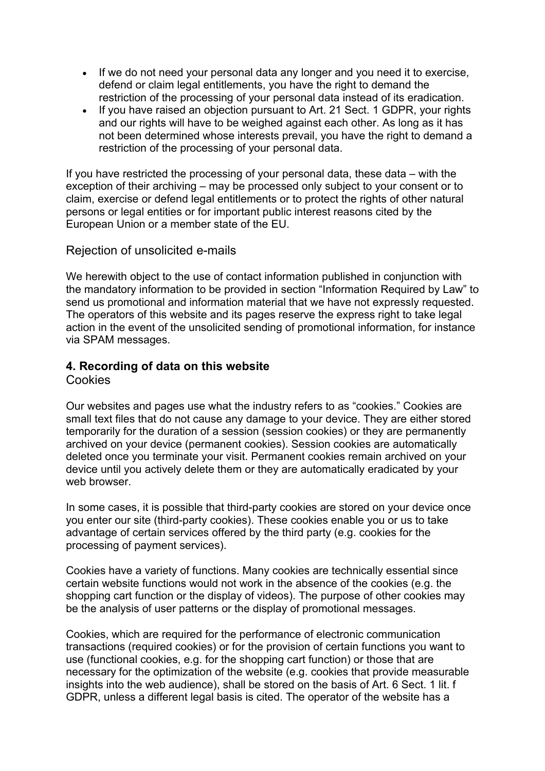- If we do not need your personal data any longer and you need it to exercise, defend or claim legal entitlements, you have the right to demand the restriction of the processing of your personal data instead of its eradication.
- If you have raised an objection pursuant to Art. 21 Sect. 1 GDPR, your rights and our rights will have to be weighed against each other. As long as it has not been determined whose interests prevail, you have the right to demand a restriction of the processing of your personal data.

If you have restricted the processing of your personal data, these data – with the exception of their archiving – may be processed only subject to your consent or to claim, exercise or defend legal entitlements or to protect the rights of other natural persons or legal entities or for important public interest reasons cited by the European Union or a member state of the EU.

### Rejection of unsolicited e-mails

We herewith object to the use of contact information published in conjunction with the mandatory information to be provided in section “Information Required by Law” to send us promotional and information material that we have not expressly requested. The operators of this website and its pages reserve the express right to take legal action in the event of the unsolicited sending of promotional information, for instance via SPAM messages.

## 4. Recording of data on this website

### Cookies

Our websites and pages use what the industry refers to as “cookies.” Cookies are small text files that do not cause any damage to your device. They are either stored temporarily for the duration of a session (session cookies) or they are permanently archived on your device (permanent cookies). Session cookies are automatically deleted once you terminate your visit. Permanent cookies remain archived on your device until you actively delete them or they are automatically eradicated by your web browser.

In some cases, it is possible that third-party cookies are stored on your device once you enter our site (third-party cookies). These cookies enable you or us to take advantage of certain services offered by the third party (e.g. cookies for the processing of payment services).

Cookies have a variety of functions. Many cookies are technically essential since certain website functions would not work in the absence of the cookies (e.g. the shopping cart function or the display of videos). The purpose of other cookies may be the analysis of user patterns or the display of promotional messages.

Cookies, which are required for the performance of electronic communication transactions (required cookies) or for the provision of certain functions you want to use (functional cookies, e.g. for the shopping cart function) or those that are necessary for the optimization of the website (e.g. cookies that provide measurable insights into the web audience), shall be stored on the basis of Art. 6 Sect. 1 lit. f GDPR, unless a different legal basis is cited. The operator of the website has a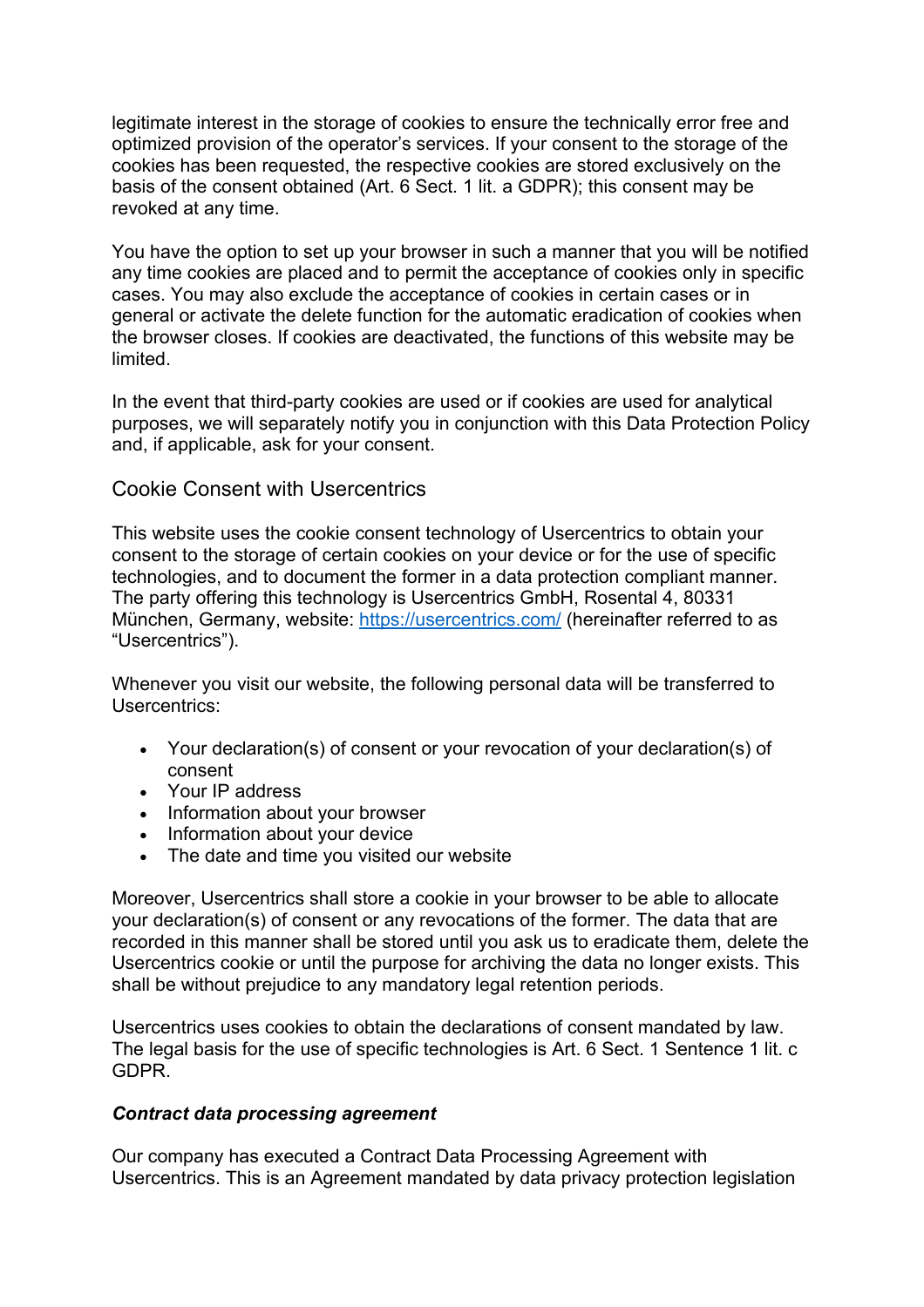legitimate interest in the storage of cookies to ensure the technically error free and optimized provision of the operator's services. If your consent to the storage of the cookies has been requested, the respective cookies are stored exclusively on the basis of the consent obtained (Art. 6 Sect. 1 lit. a GDPR); this consent may be revoked at any time.

You have the option to set up your browser in such a manner that you will be notified any time cookies are placed and to permit the acceptance of cookies only in specific cases. You may also exclude the acceptance of cookies in certain cases or in general or activate the delete function for the automatic eradication of cookies when the browser closes. If cookies are deactivated, the functions of this website may be limited.

In the event that third-party cookies are used or if cookies are used for analytical purposes, we will separately notify you in conjunction with this Data Protection Policy and, if applicable, ask for your consent.

### Cookie Consent with Usercentrics

This website uses the cookie consent technology of Usercentrics to obtain your consent to the storage of certain cookies on your device or for the use of specific technologies, and to document the former in a data protection compliant manner. The party offering this technology is Usercentrics GmbH, Rosental 4, 80331 München, Germany, website: [https://usercentrics.com/](https://usercentrics.com/) (hereinafter referred to as "Usercentrics").

Whenever you visit our website, the following personal data will be transferred to Usercentrics:

- Your declaration(s) of consent or your revocation of your declaration(s) of consent
- Your IP address
- Information about your browser
- Information about your device
- The date and time you visited our website

Moreover, Usercentrics shall store a cookie in your browser to be able to allocate your declaration(s) of consent or any revocations of the former. The data that are recorded in this manner shall be stored until you ask us to eradicate them, delete the Usercentrics cookie or until the purpose for archiving the data no longer exists. This shall be without prejudice to any mandatory legal retention periods.

Usercentrics uses cookies to obtain the declarations of consent mandated by law. The legal basis for the use of specific technologies is Art. 6 Sect. 1 Sentence 1 lit. c GDPR.

***Contract data processing agreement***

Our company has executed a Contract Data Processing Agreement with Usercentrics. This is an Agreement mandated by data privacy protection legislation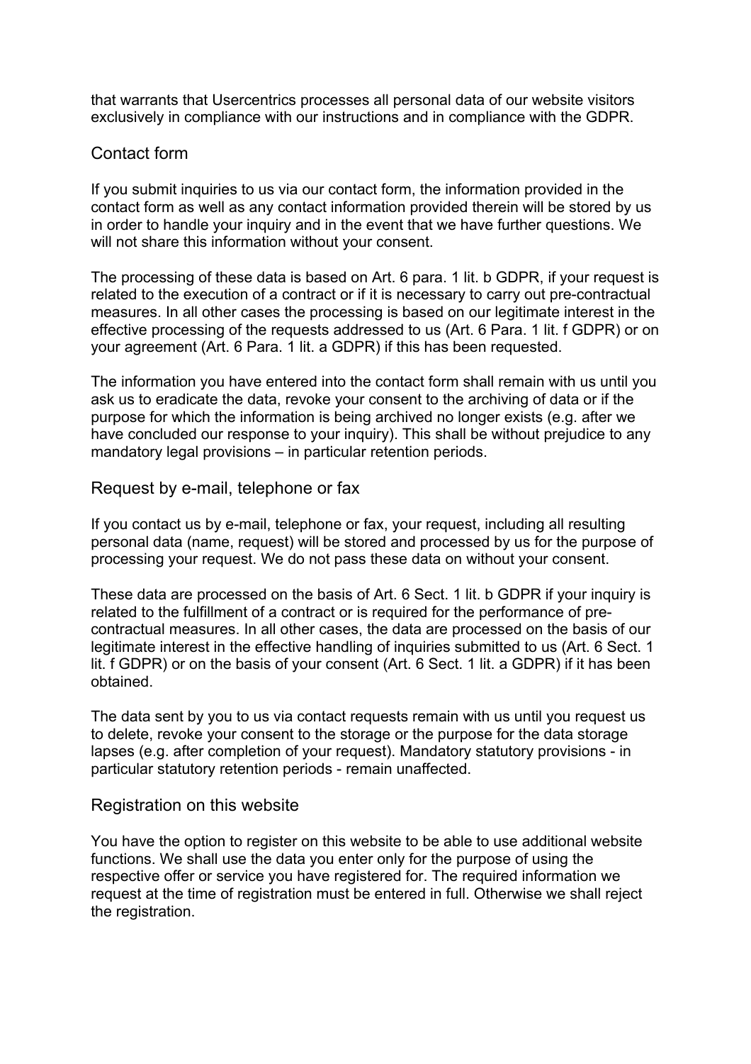that warrants that Usercentrics processes all personal data of our website visitors exclusively in compliance with our instructions and in compliance with the GDPR.

### Contact form

If you submit inquiries to us via our contact form, the information provided in the contact form as well as any contact information provided therein will be stored by us in order to handle your inquiry and in the event that we have further questions. We will not share this information without your consent.

The processing of these data is based on Art. 6 para. 1 lit. b GDPR, if your request is related to the execution of a contract or if it is necessary to carry out pre-contractual measures. In all other cases the processing is based on our legitimate interest in the effective processing of the requests addressed to us (Art. 6 Para. 1 lit. f GDPR) or on your agreement (Art. 6 Para. 1 lit. a GDPR) if this has been requested.

The information you have entered into the contact form shall remain with us until you ask us to eradicate the data, revoke your consent to the archiving of data or if the purpose for which the information is being archived no longer exists (e.g. after we have concluded our response to your inquiry). This shall be without prejudice to any mandatory legal provisions – in particular retention periods.

### Request by e-mail, telephone or fax

If you contact us by e-mail, telephone or fax, your request, including all resulting personal data (name, request) will be stored and processed by us for the purpose of processing your request. We do not pass these data on without your consent.

These data are processed on the basis of Art. 6 Sect. 1 lit. b GDPR if your inquiry is related to the fulfillment of a contract or is required for the performance of pre-contractual measures. In all other cases, the data are processed on the basis of our legitimate interest in the effective handling of inquiries submitted to us (Art. 6 Sect. 1 lit. f GDPR) or on the basis of your consent (Art. 6 Sect. 1 lit. a GDPR) if it has been obtained.

The data sent by you to us via contact requests remain with us until you request us to delete, revoke your consent to the storage or the purpose for the data storage lapses (e.g. after completion of your request). Mandatory statutory provisions - in particular statutory retention periods - remain unaffected.

### Registration on this website

You have the option to register on this website to be able to use additional website functions. We shall use the data you enter only for the purpose of using the respective offer or service you have registered for. The required information we request at the time of registration must be entered in full. Otherwise we shall reject the registration.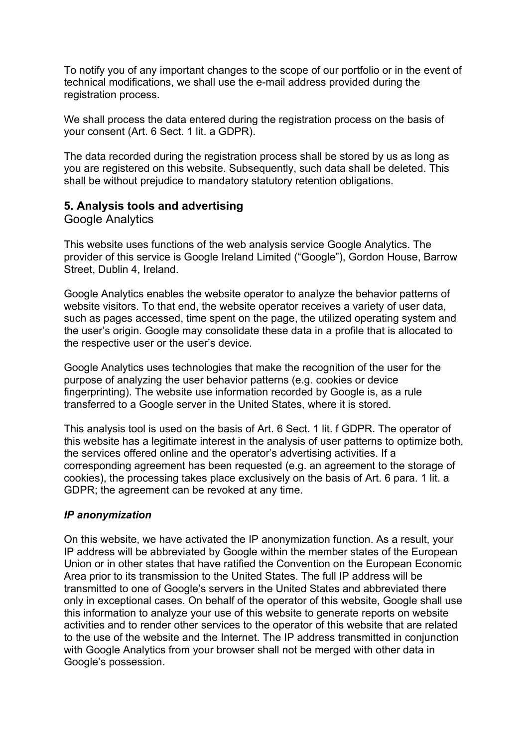To notify you of any important changes to the scope of our portfolio or in the event of technical modifications, we shall use the e-mail address provided during the registration process.

We shall process the data entered during the registration process on the basis of your consent (Art. 6 Sect. 1 lit. a GDPR).

The data recorded during the registration process shall be stored by us as long as you are registered on this website. Subsequently, such data shall be deleted. This shall be without prejudice to mandatory statutory retention obligations.

## 5. Analysis tools and advertising

### Google Analytics

This website uses functions of the web analysis service Google Analytics. The provider of this service is Google Ireland Limited ("Google"), Gordon House, Barrow Street, Dublin 4, Ireland.

Google Analytics enables the website operator to analyze the behavior patterns of website visitors. To that end, the website operator receives a variety of user data, such as pages accessed, time spent on the page, the utilized operating system and the user's origin. Google may consolidate these data in a profile that is allocated to the respective user or the user's device.

Google Analytics uses technologies that make the recognition of the user for the purpose of analyzing the user behavior patterns (e.g. cookies or device fingerprinting). The website use information recorded by Google is, as a rule transferred to a Google server in the United States, where it is stored.

This analysis tool is used on the basis of Art. 6 Sect. 1 lit. f GDPR. The operator of this website has a legitimate interest in the analysis of user patterns to optimize both, the services offered online and the operator's advertising activities. If a corresponding agreement has been requested (e.g. an agreement to the storage of cookies), the processing takes place exclusively on the basis of Art. 6 para. 1 lit. a GDPR; the agreement can be revoked at any time.

***IP anonymization***

On this website, we have activated the IP anonymization function. As a result, your IP address will be abbreviated by Google within the member states of the European Union or in other states that have ratified the Convention on the European Economic Area prior to its transmission to the United States. The full IP address will be transmitted to one of Google's servers in the United States and abbreviated there only in exceptional cases. On behalf of the operator of this website, Google shall use this information to analyze your use of this website to generate reports on website activities and to render other services to the operator of this website that are related to the use of the website and the Internet. The IP address transmitted in conjunction with Google Analytics from your browser shall not be merged with other data in Google's possession.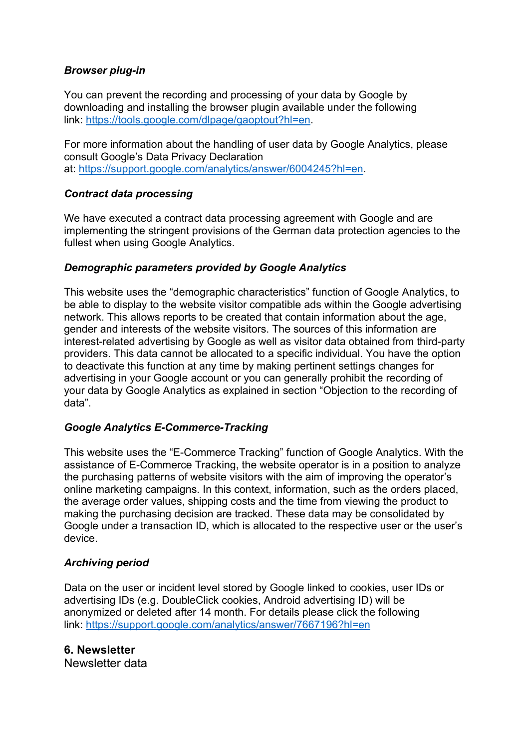***Browser plug-in***

You can prevent the recording and processing of your data by Google by downloading and installing the browser plugin available under the following link: https://tools.google.com/dlpage/gaoptout?hl=en.

For more information about the handling of user data by Google Analytics, please consult Google's Data Privacy Declaration at: https://support.google.com/analytics/answer/6004245?hl=en.

***Contract data processing***

We have executed a contract data processing agreement with Google and are implementing the stringent provisions of the German data protection agencies to the fullest when using Google Analytics.

***Demographic parameters provided by Google Analytics***

This website uses the "demographic characteristics" function of Google Analytics, to be able to display to the website visitor compatible ads within the Google advertising network. This allows reports to be created that contain information about the age, gender and interests of the website visitors. The sources of this information are interest-related advertising by Google as well as visitor data obtained from third-party providers. This data cannot be allocated to a specific individual. You have the option to deactivate this function at any time by making pertinent settings changes for advertising in your Google account or you can generally prohibit the recording of your data by Google Analytics as explained in section "Objection to the recording of data".

***Google Analytics E-Commerce-Tracking***

This website uses the "E-Commerce Tracking" function of Google Analytics. With the assistance of E-Commerce Tracking, the website operator is in a position to analyze the purchasing patterns of website visitors with the aim of improving the operator's online marketing campaigns. In this context, information, such as the orders placed, the average order values, shipping costs and the time from viewing the product to making the purchasing decision are tracked. These data may be consolidated by Google under a transaction ID, which is allocated to the respective user or the user's device.

***Archiving period***

Data on the user or incident level stored by Google linked to cookies, user IDs or advertising IDs (e.g. DoubleClick cookies, Android advertising ID) will be anonymized or deleted after 14 month. For details please click the following link: https://support.google.com/analytics/answer/7667196?hl=en

## 6. Newsletter

Newsletter data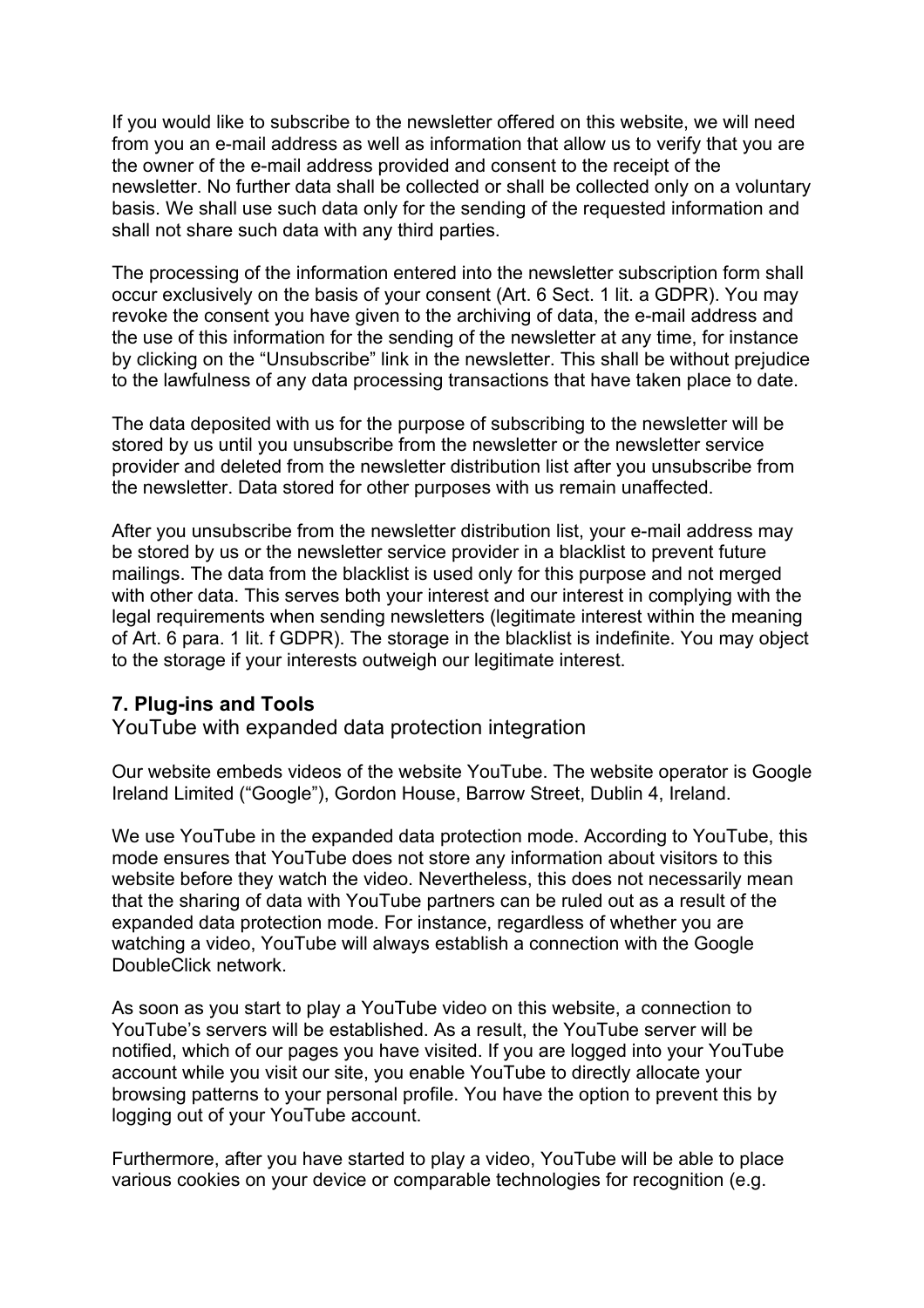If you would like to subscribe to the newsletter offered on this website, we will need from you an e-mail address as well as information that allow us to verify that you are the owner of the e-mail address provided and consent to the receipt of the newsletter. No further data shall be collected or shall be collected only on a voluntary basis. We shall use such data only for the sending of the requested information and shall not share such data with any third parties.

The processing of the information entered into the newsletter subscription form shall occur exclusively on the basis of your consent (Art. 6 Sect. 1 lit. a GDPR). You may revoke the consent you have given to the archiving of data, the e-mail address and the use of this information for the sending of the newsletter at any time, for instance by clicking on the “Unsubscribe” link in the newsletter. This shall be without prejudice to the lawfulness of any data processing transactions that have taken place to date.

The data deposited with us for the purpose of subscribing to the newsletter will be stored by us until you unsubscribe from the newsletter or the newsletter service provider and deleted from the newsletter distribution list after you unsubscribe from the newsletter. Data stored for other purposes with us remain unaffected.

After you unsubscribe from the newsletter distribution list, your e-mail address may be stored by us or the newsletter service provider in a blacklist to prevent future mailings. The data from the blacklist is used only for this purpose and not merged with other data. This serves both your interest and our interest in complying with the legal requirements when sending newsletters (legitimate interest within the meaning of Art. 6 para. 1 lit. f GDPR). The storage in the blacklist is indefinite. You may object to the storage if your interests outweigh our legitimate interest.

## 7. Plug-ins and Tools

### YouTube with expanded data protection integration

Our website embeds videos of the website YouTube. The website operator is Google Ireland Limited (“Google”), Gordon House, Barrow Street, Dublin 4, Ireland.

We use YouTube in the expanded data protection mode. According to YouTube, this mode ensures that YouTube does not store any information about visitors to this website before they watch the video. Nevertheless, this does not necessarily mean that the sharing of data with YouTube partners can be ruled out as a result of the expanded data protection mode. For instance, regardless of whether you are watching a video, YouTube will always establish a connection with the Google DoubleClick network.

As soon as you start to play a YouTube video on this website, a connection to YouTube’s servers will be established. As a result, the YouTube server will be notified, which of our pages you have visited. If you are logged into your YouTube account while you visit our site, you enable YouTube to directly allocate your browsing patterns to your personal profile. You have the option to prevent this by logging out of your YouTube account.

Furthermore, after you have started to play a video, YouTube will be able to place various cookies on your device or comparable technologies for recognition (e.g.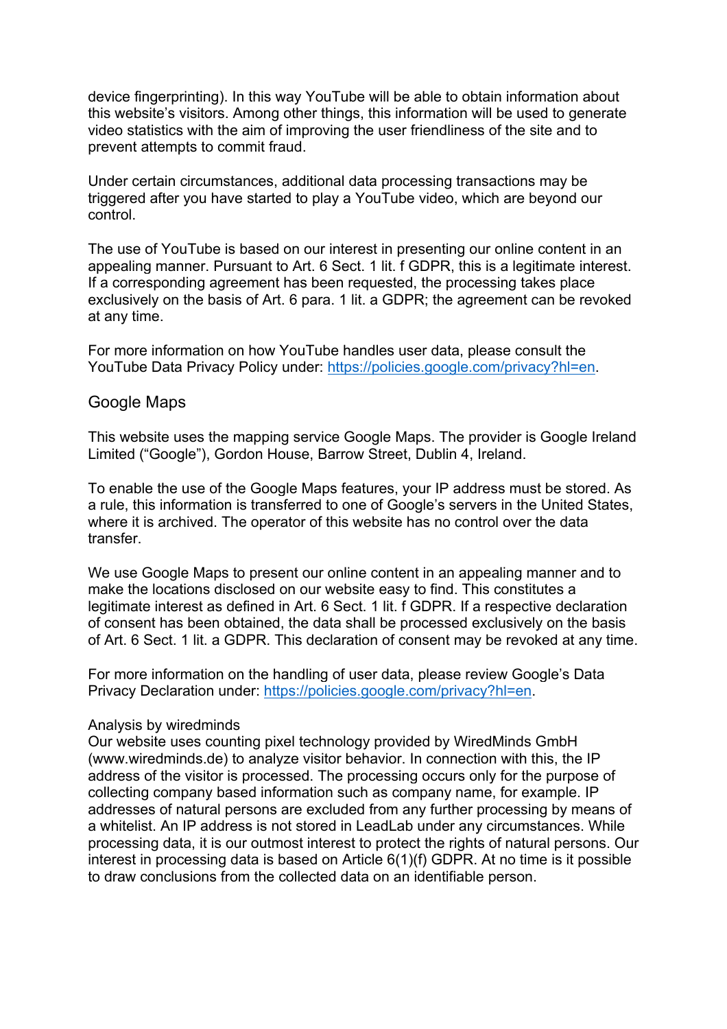device fingerprinting). In this way YouTube will be able to obtain information about this website's visitors. Among other things, this information will be used to generate video statistics with the aim of improving the user friendliness of the site and to prevent attempts to commit fraud.

Under certain circumstances, additional data processing transactions may be triggered after you have started to play a YouTube video, which are beyond our control.

The use of YouTube is based on our interest in presenting our online content in an appealing manner. Pursuant to Art. 6 Sect. 1 lit. f GDPR, this is a legitimate interest. If a corresponding agreement has been requested, the processing takes place exclusively on the basis of Art. 6 para. 1 lit. a GDPR; the agreement can be revoked at any time.

For more information on how YouTube handles user data, please consult the YouTube Data Privacy Policy under: https://policies.google.com/privacy?hl=en.

## Google Maps

This website uses the mapping service Google Maps. The provider is Google Ireland Limited ("Google"), Gordon House, Barrow Street, Dublin 4, Ireland.

To enable the use of the Google Maps features, your IP address must be stored. As a rule, this information is transferred to one of Google's servers in the United States, where it is archived. The operator of this website has no control over the data transfer.

We use Google Maps to present our online content in an appealing manner and to make the locations disclosed on our website easy to find. This constitutes a legitimate interest as defined in Art. 6 Sect. 1 lit. f GDPR. If a respective declaration of consent has been obtained, the data shall be processed exclusively on the basis of Art. 6 Sect. 1 lit. a GDPR. This declaration of consent may be revoked at any time.

For more information on the handling of user data, please review Google's Data Privacy Declaration under: https://policies.google.com/privacy?hl=en.

Analysis by wiredminds
Our website uses counting pixel technology provided by WiredMinds GmbH (www.wiredminds.de) to analyze visitor behavior. In connection with this, the IP address of the visitor is processed. The processing occurs only for the purpose of collecting company based information such as company name, for example. IP addresses of natural persons are excluded from any further processing by means of a whitelist. An IP address is not stored in LeadLab under any circumstances. While processing data, it is our outmost interest to protect the rights of natural persons. Our interest in processing data is based on Article 6(1)(f) GDPR. At no time is it possible to draw conclusions from the collected data on an identifiable person.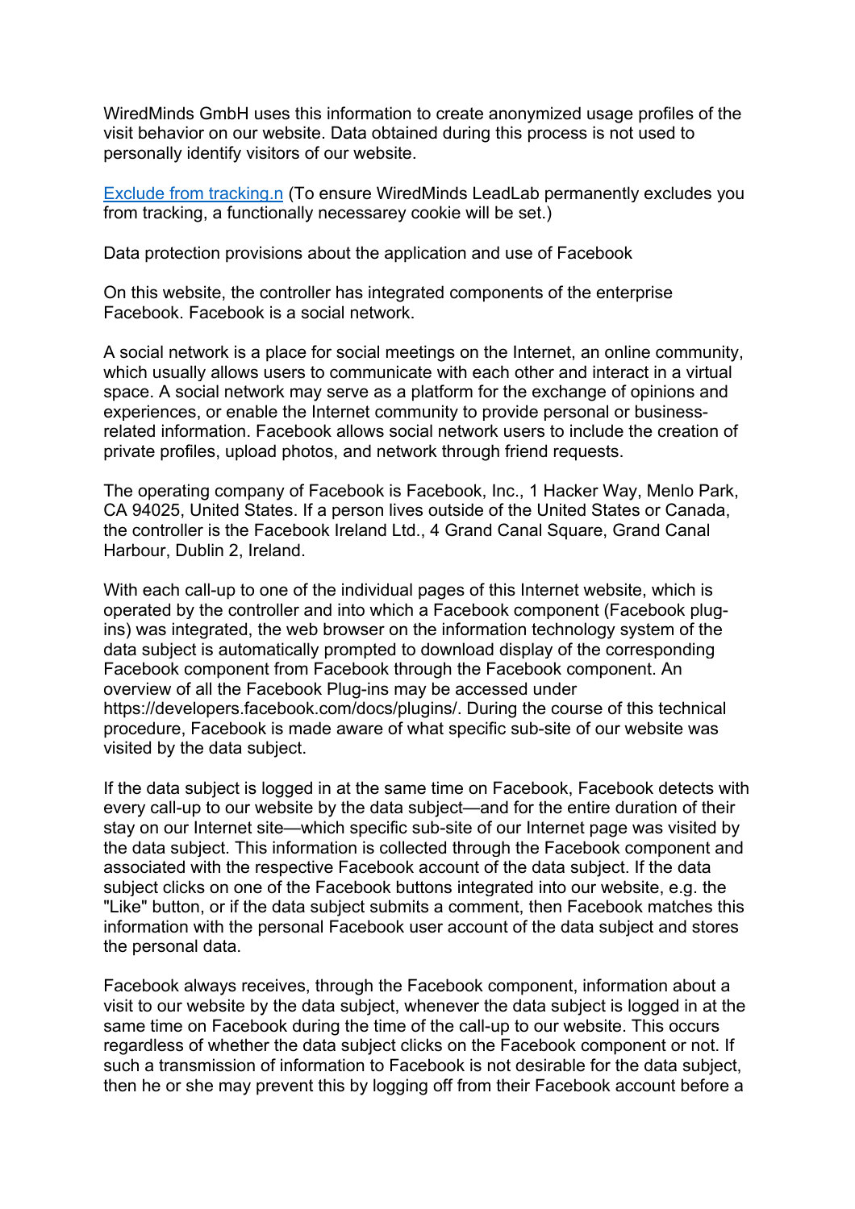WiredMinds GmbH uses this information to create anonymized usage profiles of the visit behavior on our website. Data obtained during this process is not used to personally identify visitors of our website.

[Exclude from tracking.n] (To ensure WiredMinds LeadLab permanently excludes you from tracking, a functionally necessarey cookie will be set.)

Data protection provisions about the application and use of Facebook

On this website, the controller has integrated components of the enterprise Facebook. Facebook is a social network.

A social network is a place for social meetings on the Internet, an online community, which usually allows users to communicate with each other and interact in a virtual space. A social network may serve as a platform for the exchange of opinions and experiences, or enable the Internet community to provide personal or business-related information. Facebook allows social network users to include the creation of private profiles, upload photos, and network through friend requests.

The operating company of Facebook is Facebook, Inc., 1 Hacker Way, Menlo Park, CA 94025, United States. If a person lives outside of the United States or Canada, the controller is the Facebook Ireland Ltd., 4 Grand Canal Square, Grand Canal Harbour, Dublin 2, Ireland.

With each call-up to one of the individual pages of this Internet website, which is operated by the controller and into which a Facebook component (Facebook plug-ins) was integrated, the web browser on the information technology system of the data subject is automatically prompted to download display of the corresponding Facebook component from Facebook through the Facebook component. An overview of all the Facebook Plug-ins may be accessed under https://developers.facebook.com/docs/plugins/. During the course of this technical procedure, Facebook is made aware of what specific sub-site of our website was visited by the data subject.

If the data subject is logged in at the same time on Facebook, Facebook detects with every call-up to our website by the data subject—and for the entire duration of their stay on our Internet site—which specific sub-site of our Internet page was visited by the data subject. This information is collected through the Facebook component and associated with the respective Facebook account of the data subject. If the data subject clicks on one of the Facebook buttons integrated into our website, e.g. the "Like" button, or if the data subject submits a comment, then Facebook matches this information with the personal Facebook user account of the data subject and stores the personal data.

Facebook always receives, through the Facebook component, information about a visit to our website by the data subject, whenever the data subject is logged in at the same time on Facebook during the time of the call-up to our website. This occurs regardless of whether the data subject clicks on the Facebook component or not. If such a transmission of information to Facebook is not desirable for the data subject, then he or she may prevent this by logging off from their Facebook account before a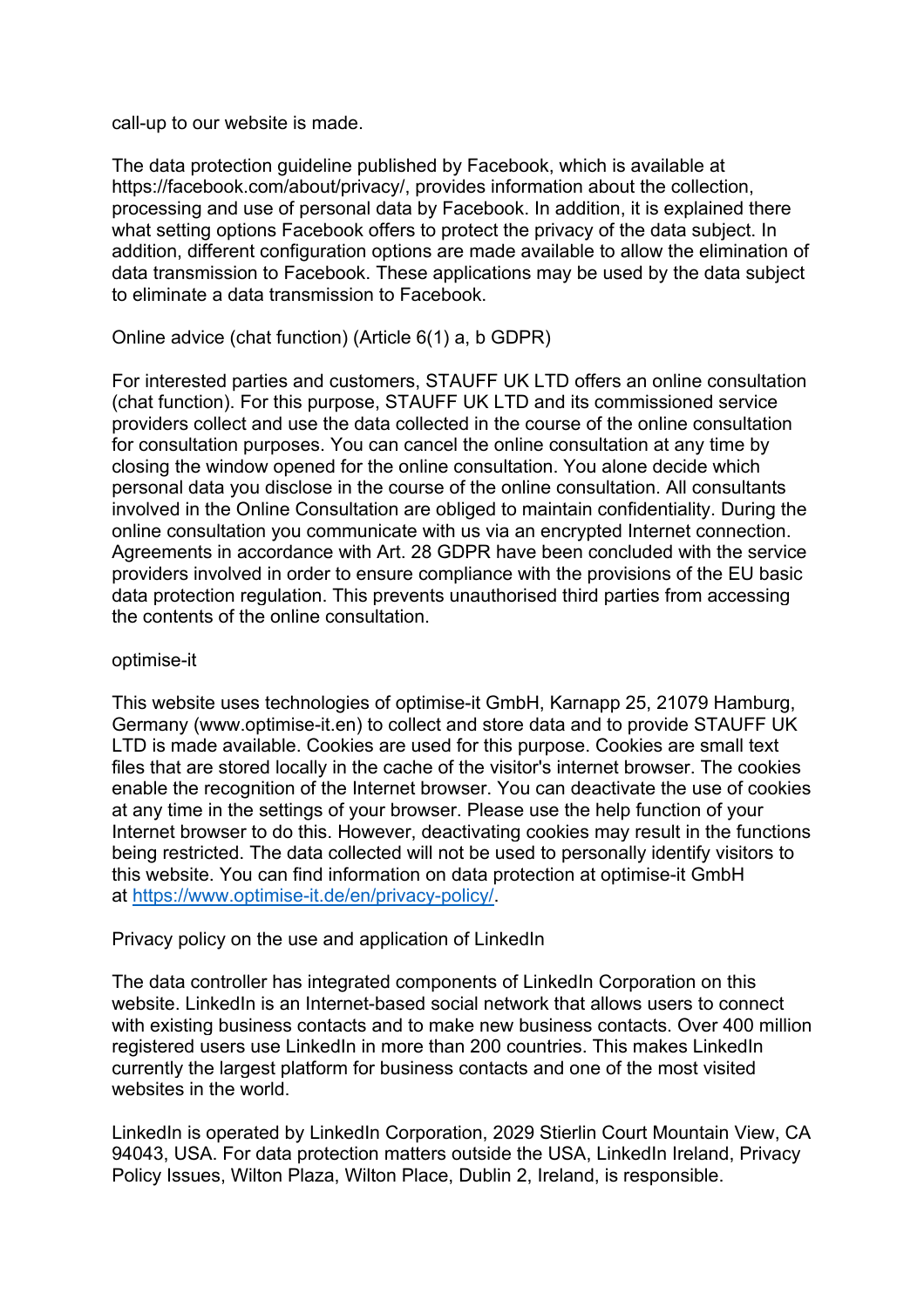call-up to our website is made.

The data protection guideline published by Facebook, which is available at https://facebook.com/about/privacy/, provides information about the collection, processing and use of personal data by Facebook. In addition, it is explained there what setting options Facebook offers to protect the privacy of the data subject. In addition, different configuration options are made available to allow the elimination of data transmission to Facebook. These applications may be used by the data subject to eliminate a data transmission to Facebook.

## Online advice (chat function) (Article 6(1) a, b GDPR)

For interested parties and customers, STAUFF UK LTD offers an online consultation (chat function). For this purpose, STAUFF UK LTD and its commissioned service providers collect and use the data collected in the course of the online consultation for consultation purposes. You can cancel the online consultation at any time by closing the window opened for the online consultation. You alone decide which personal data you disclose in the course of the online consultation. All consultants involved in the Online Consultation are obliged to maintain confidentiality. During the online consultation you communicate with us via an encrypted Internet connection. Agreements in accordance with Art. 28 GDPR have been concluded with the service providers involved in order to ensure compliance with the provisions of the EU basic data protection regulation. This prevents unauthorised third parties from accessing the contents of the online consultation.

## optimise-it

This website uses technologies of optimise-it GmbH, Karnapp 25, 21079 Hamburg, Germany (www.optimise-it.en) to collect and store data and to provide STAUFF UK LTD is made available. Cookies are used for this purpose. Cookies are small text files that are stored locally in the cache of the visitor's internet browser. The cookies enable the recognition of the Internet browser. You can deactivate the use of cookies at any time in the settings of your browser. Please use the help function of your Internet browser to do this. However, deactivating cookies may result in the functions being restricted. The data collected will not be used to personally identify visitors to this website. You can find information on data protection at optimise-it GmbH at [https://www.optimise-it.de/en/privacy-policy/](https://www.optimise-it.de/en/privacy-policy/).

## Privacy policy on the use and application of LinkedIn

The data controller has integrated components of LinkedIn Corporation on this website. LinkedIn is an Internet-based social network that allows users to connect with existing business contacts and to make new business contacts. Over 400 million registered users use LinkedIn in more than 200 countries. This makes LinkedIn currently the largest platform for business contacts and one of the most visited websites in the world.

LinkedIn is operated by LinkedIn Corporation, 2029 Stierlin Court Mountain View, CA 94043, USA. For data protection matters outside the USA, LinkedIn Ireland, Privacy Policy Issues, Wilton Plaza, Wilton Place, Dublin 2, Ireland, is responsible.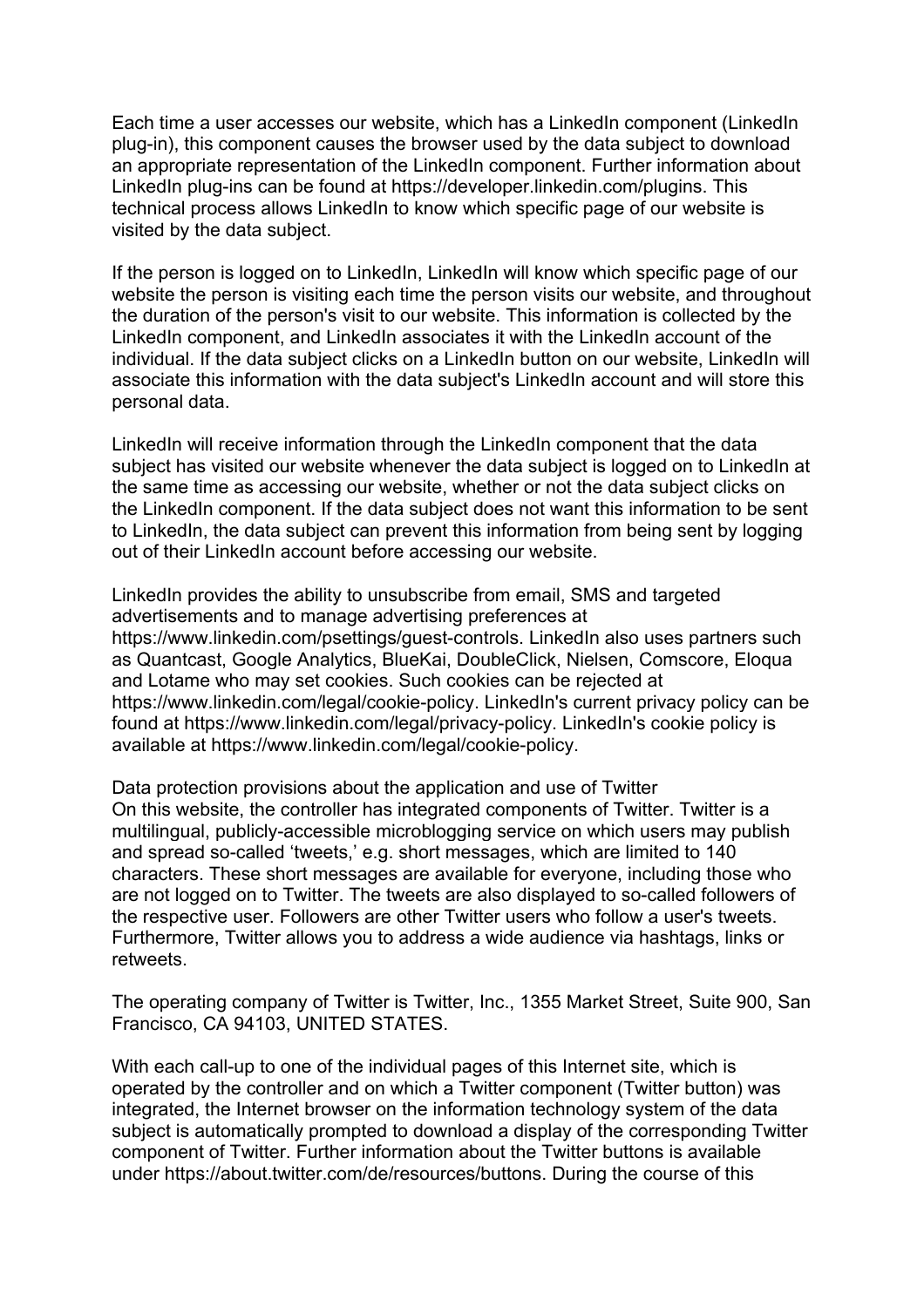Each time a user accesses our website, which has a LinkedIn component (LinkedIn plug-in), this component causes the browser used by the data subject to download an appropriate representation of the LinkedIn component. Further information about LinkedIn plug-ins can be found at https://developer.linkedin.com/plugins. This technical process allows LinkedIn to know which specific page of our website is visited by the data subject.

If the person is logged on to LinkedIn, LinkedIn will know which specific page of our website the person is visiting each time the person visits our website, and throughout the duration of the person's visit to our website. This information is collected by the LinkedIn component, and LinkedIn associates it with the LinkedIn account of the individual. If the data subject clicks on a LinkedIn button on our website, LinkedIn will associate this information with the data subject's LinkedIn account and will store this personal data.

LinkedIn will receive information through the LinkedIn component that the data subject has visited our website whenever the data subject is logged on to LinkedIn at the same time as accessing our website, whether or not the data subject clicks on the LinkedIn component. If the data subject does not want this information to be sent to LinkedIn, the data subject can prevent this information from being sent by logging out of their LinkedIn account before accessing our website.

LinkedIn provides the ability to unsubscribe from email, SMS and targeted advertisements and to manage advertising preferences at https://www.linkedin.com/psettings/guest-controls. LinkedIn also uses partners such as Quantcast, Google Analytics, BlueKai, DoubleClick, Nielsen, Comscore, Eloqua and Lotame who may set cookies. Such cookies can be rejected at https://www.linkedin.com/legal/cookie-policy. LinkedIn's current privacy policy can be found at https://www.linkedin.com/legal/privacy-policy. LinkedIn's cookie policy is available at https://www.linkedin.com/legal/cookie-policy.

Data protection provisions about the application and use of Twitter
On this website, the controller has integrated components of Twitter. Twitter is a multilingual, publicly-accessible microblogging service on which users may publish and spread so-called 'tweets,' e.g. short messages, which are limited to 140 characters. These short messages are available for everyone, including those who are not logged on to Twitter. The tweets are also displayed to so-called followers of the respective user. Followers are other Twitter users who follow a user's tweets. Furthermore, Twitter allows you to address a wide audience via hashtags, links or retweets.

The operating company of Twitter is Twitter, Inc., 1355 Market Street, Suite 900, San Francisco, CA 94103, UNITED STATES.

With each call-up to one of the individual pages of this Internet site, which is operated by the controller and on which a Twitter component (Twitter button) was integrated, the Internet browser on the information technology system of the data subject is automatically prompted to download a display of the corresponding Twitter component of Twitter. Further information about the Twitter buttons is available under https://about.twitter.com/de/resources/buttons. During the course of this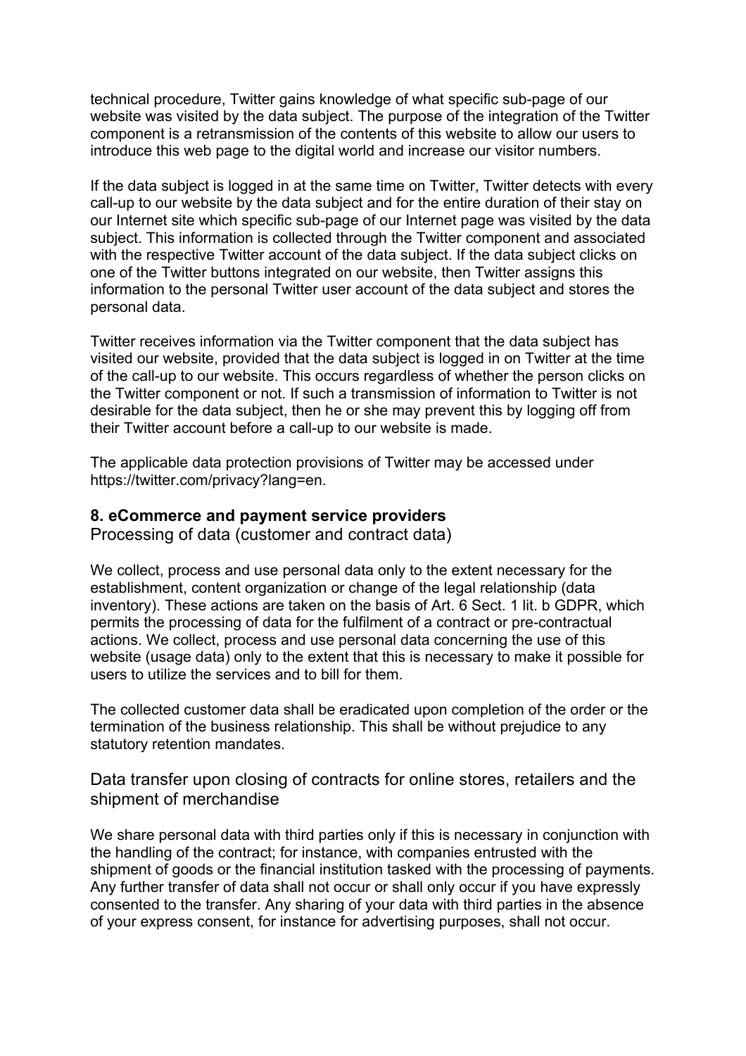technical procedure, Twitter gains knowledge of what specific sub-page of our website was visited by the data subject. The purpose of the integration of the Twitter component is a retransmission of the contents of this website to allow our users to introduce this web page to the digital world and increase our visitor numbers.

If the data subject is logged in at the same time on Twitter, Twitter detects with every call-up to our website by the data subject and for the entire duration of their stay on our Internet site which specific sub-page of our Internet page was visited by the data subject. This information is collected through the Twitter component and associated with the respective Twitter account of the data subject. If the data subject clicks on one of the Twitter buttons integrated on our website, then Twitter assigns this information to the personal Twitter user account of the data subject and stores the personal data.

Twitter receives information via the Twitter component that the data subject has visited our website, provided that the data subject is logged in on Twitter at the time of the call-up to our website. This occurs regardless of whether the person clicks on the Twitter component or not. If such a transmission of information to Twitter is not desirable for the data subject, then he or she may prevent this by logging off from their Twitter account before a call-up to our website is made.

The applicable data protection provisions of Twitter may be accessed under https://twitter.com/privacy?lang=en.

## 8. eCommerce and payment service providers

### Processing of data (customer and contract data)

We collect, process and use personal data only to the extent necessary for the establishment, content organization or change of the legal relationship (data inventory). These actions are taken on the basis of Art. 6 Sect. 1 lit. b GDPR, which permits the processing of data for the fulfilment of a contract or pre-contractual actions. We collect, process and use personal data concerning the use of this website (usage data) only to the extent that this is necessary to make it possible for users to utilize the services and to bill for them.

The collected customer data shall be eradicated upon completion of the order or the termination of the business relationship. This shall be without prejudice to any statutory retention mandates.

### Data transfer upon closing of contracts for online stores, retailers and the shipment of merchandise

We share personal data with third parties only if this is necessary in conjunction with the handling of the contract; for instance, with companies entrusted with the shipment of goods or the financial institution tasked with the processing of payments. Any further transfer of data shall not occur or shall only occur if you have expressly consented to the transfer. Any sharing of your data with third parties in the absence of your express consent, for instance for advertising purposes, shall not occur.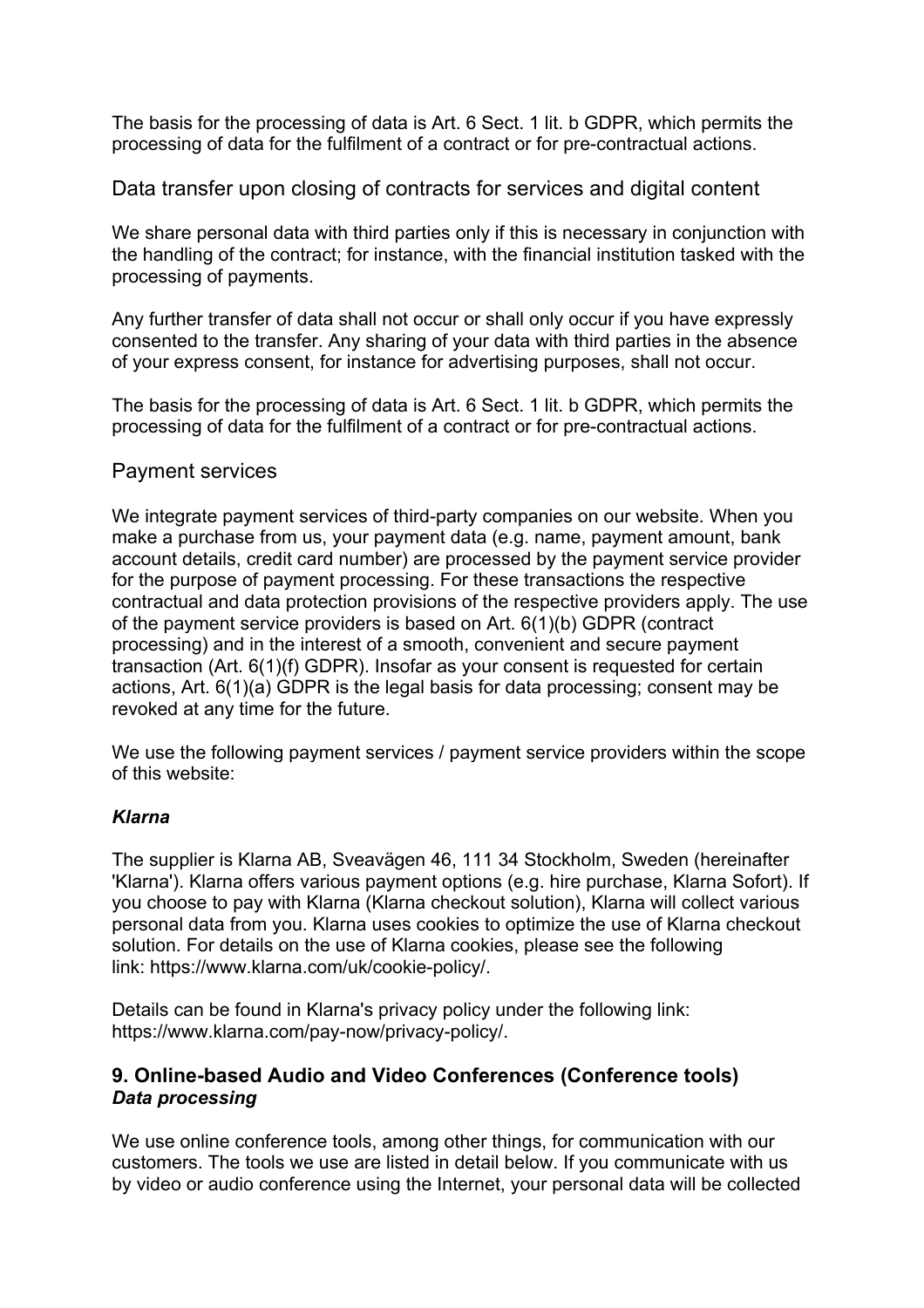The basis for the processing of data is Art. 6 Sect. 1 lit. b GDPR, which permits the processing of data for the fulfilment of a contract or for pre-contractual actions.

### Data transfer upon closing of contracts for services and digital content

We share personal data with third parties only if this is necessary in conjunction with the handling of the contract; for instance, with the financial institution tasked with the processing of payments.

Any further transfer of data shall not occur or shall only occur if you have expressly consented to the transfer. Any sharing of your data with third parties in the absence of your express consent, for instance for advertising purposes, shall not occur.

The basis for the processing of data is Art. 6 Sect. 1 lit. b GDPR, which permits the processing of data for the fulfilment of a contract or for pre-contractual actions.

### Payment services

We integrate payment services of third-party companies on our website. When you make a purchase from us, your payment data (e.g. name, payment amount, bank account details, credit card number) are processed by the payment service provider for the purpose of payment processing. For these transactions the respective contractual and data protection provisions of the respective providers apply. The use of the payment service providers is based on Art. 6(1)(b) GDPR (contract processing) and in the interest of a smooth, convenient and secure payment transaction (Art. 6(1)(f) GDPR). Insofar as your consent is requested for certain actions, Art. 6(1)(a) GDPR is the legal basis for data processing; consent may be revoked at any time for the future.

We use the following payment services / payment service providers within the scope of this website:

***Klarna***

The supplier is Klarna AB, Sveavägen 46, 111 34 Stockholm, Sweden (hereinafter 'Klarna'). Klarna offers various payment options (e.g. hire purchase, Klarna Sofort). If you choose to pay with Klarna (Klarna checkout solution), Klarna will collect various personal data from you. Klarna uses cookies to optimize the use of Klarna checkout solution. For details on the use of Klarna cookies, please see the following link: https://www.klarna.com/uk/cookie-policy/.

Details can be found in Klarna's privacy policy under the following link: https://www.klarna.com/pay-now/privacy-policy/.

## 9. Online-based Audio and Video Conferences (Conference tools)

***Data processing***

We use online conference tools, among other things, for communication with our customers. The tools we use are listed in detail below. If you communicate with us by video or audio conference using the Internet, your personal data will be collected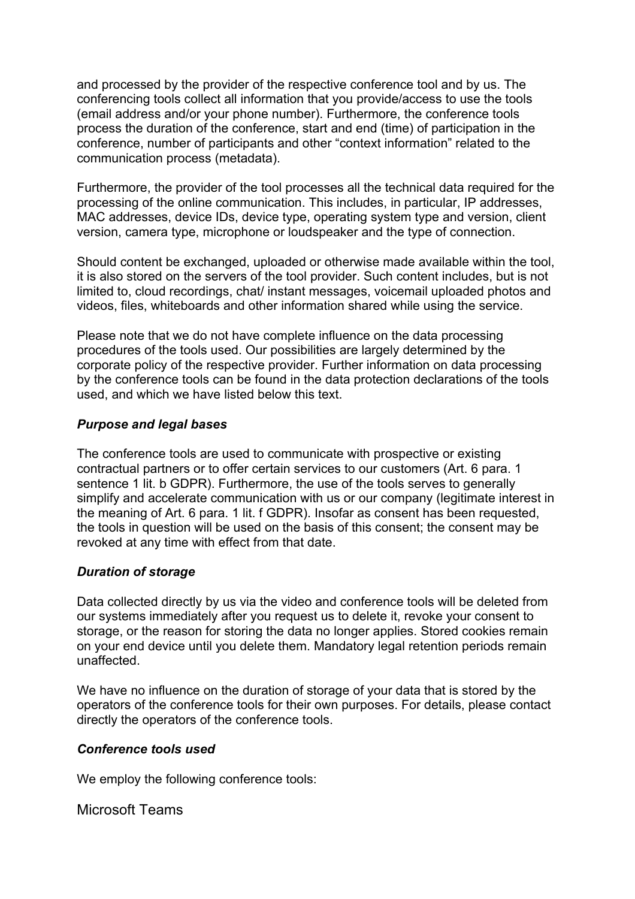and processed by the provider of the respective conference tool and by us. The conferencing tools collect all information that you provide/access to use the tools (email address and/or your phone number). Furthermore, the conference tools process the duration of the conference, start and end (time) of participation in the conference, number of participants and other "context information" related to the communication process (metadata).

Furthermore, the provider of the tool processes all the technical data required for the processing of the online communication. This includes, in particular, IP addresses, MAC addresses, device IDs, device type, operating system type and version, client version, camera type, microphone or loudspeaker and the type of connection.

Should content be exchanged, uploaded or otherwise made available within the tool, it is also stored on the servers of the tool provider. Such content includes, but is not limited to, cloud recordings, chat/ instant messages, voicemail uploaded photos and videos, files, whiteboards and other information shared while using the service.

Please note that we do not have complete influence on the data processing procedures of the tools used. Our possibilities are largely determined by the corporate policy of the respective provider. Further information on data processing by the conference tools can be found in the data protection declarations of the tools used, and which we have listed below this text.

***Purpose and legal bases***

The conference tools are used to communicate with prospective or existing contractual partners or to offer certain services to our customers (Art. 6 para. 1 sentence 1 lit. b GDPR). Furthermore, the use of the tools serves to generally simplify and accelerate communication with us or our company (legitimate interest in the meaning of Art. 6 para. 1 lit. f GDPR). Insofar as consent has been requested, the tools in question will be used on the basis of this consent; the consent may be revoked at any time with effect from that date.

***Duration of storage***

Data collected directly by us via the video and conference tools will be deleted from our systems immediately after you request us to delete it, revoke your consent to storage, or the reason for storing the data no longer applies. Stored cookies remain on your end device until you delete them. Mandatory legal retention periods remain unaffected.

We have no influence on the duration of storage of your data that is stored by the operators of the conference tools for their own purposes. For details, please contact directly the operators of the conference tools.

***Conference tools used***

We employ the following conference tools:

### Microsoft Teams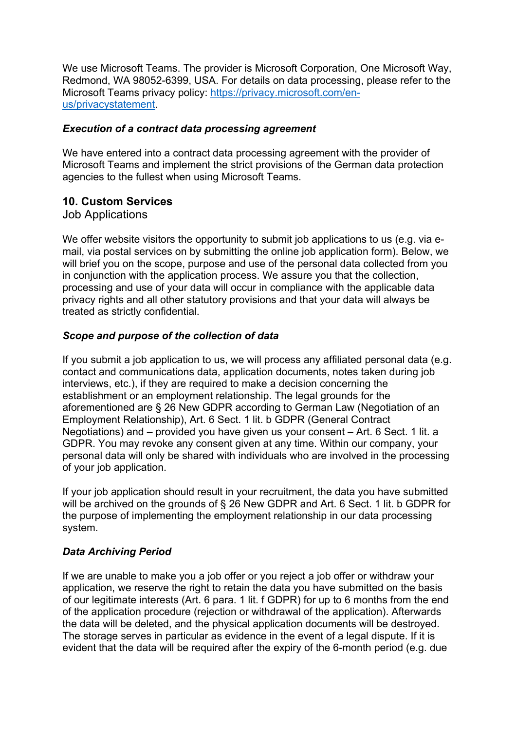We use Microsoft Teams. The provider is Microsoft Corporation, One Microsoft Way, Redmond, WA 98052-6399, USA. For details on data processing, please refer to the Microsoft Teams privacy policy: [https://privacy.microsoft.com/en-us/privacystatement](https://privacy.microsoft.com/en-us/privacystatement).

***Execution of a contract data processing agreement***

We have entered into a contract data processing agreement with the provider of Microsoft Teams and implement the strict provisions of the German data protection agencies to the fullest when using Microsoft Teams.

## 10. Custom Services

### Job Applications

We offer website visitors the opportunity to submit job applications to us (e.g. via e-mail, via postal services on by submitting the online job application form). Below, we will brief you on the scope, purpose and use of the personal data collected from you in conjunction with the application process. We assure you that the collection, processing and use of your data will occur in compliance with the applicable data privacy rights and all other statutory provisions and that your data will always be treated as strictly confidential.

***Scope and purpose of the collection of data***

If you submit a job application to us, we will process any affiliated personal data (e.g. contact and communications data, application documents, notes taken during job interviews, etc.), if they are required to make a decision concerning the establishment or an employment relationship. The legal grounds for the aforementioned are § 26 New GDPR according to German Law (Negotiation of an Employment Relationship), Art. 6 Sect. 1 lit. b GDPR (General Contract Negotiations) and – provided you have given us your consent – Art. 6 Sect. 1 lit. a GDPR. You may revoke any consent given at any time. Within our company, your personal data will only be shared with individuals who are involved in the processing of your job application.

If your job application should result in your recruitment, the data you have submitted will be archived on the grounds of § 26 New GDPR and Art. 6 Sect. 1 lit. b GDPR for the purpose of implementing the employment relationship in our data processing system.

***Data Archiving Period***

If we are unable to make you a job offer or you reject a job offer or withdraw your application, we reserve the right to retain the data you have submitted on the basis of our legitimate interests (Art. 6 para. 1 lit. f GDPR) for up to 6 months from the end of the application procedure (rejection or withdrawal of the application). Afterwards the data will be deleted, and the physical application documents will be destroyed. The storage serves in particular as evidence in the event of a legal dispute. If it is evident that the data will be required after the expiry of the 6-month period (e.g. due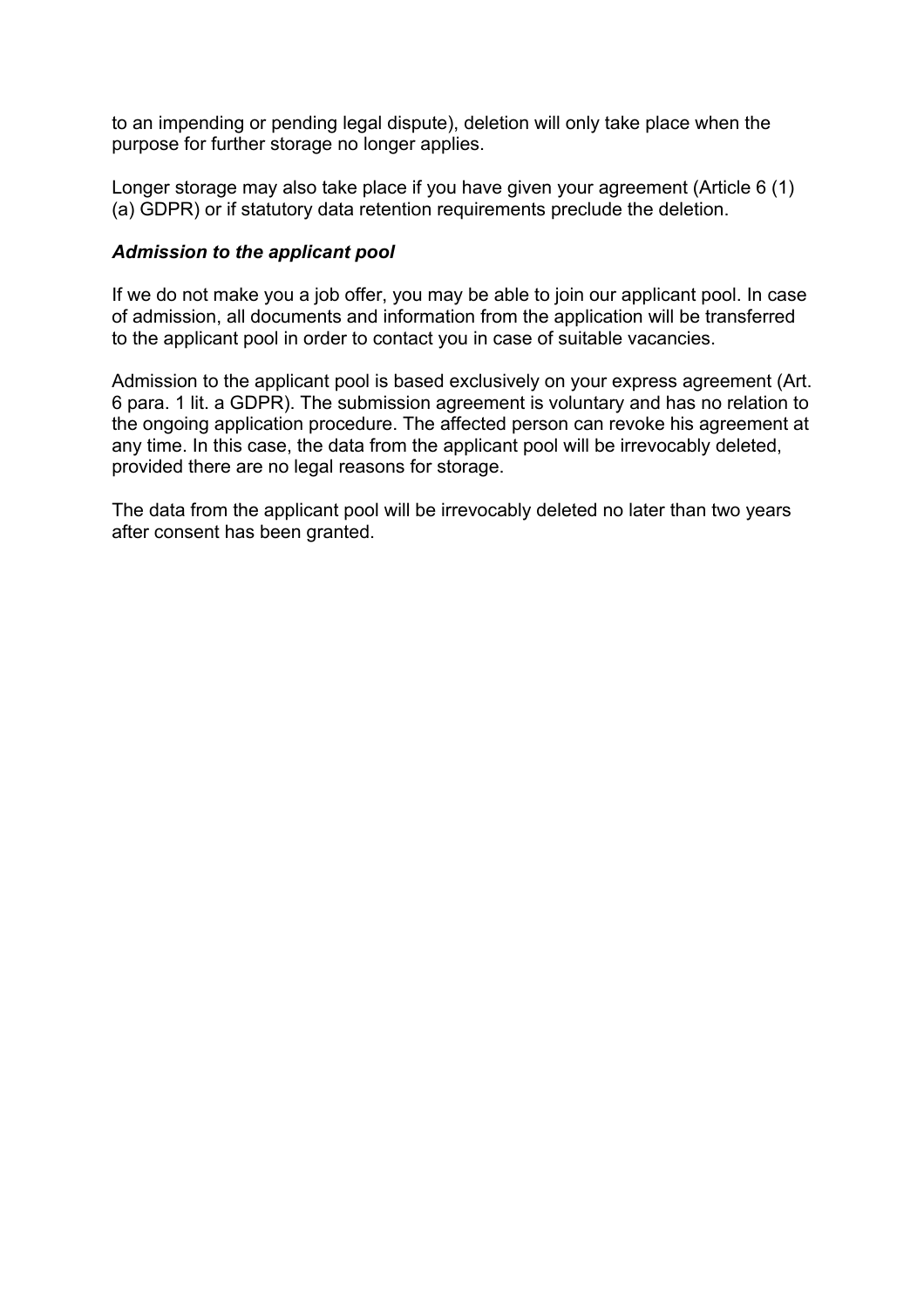to an impending or pending legal dispute), deletion will only take place when the purpose for further storage no longer applies.

Longer storage may also take place if you have given your agreement (Article 6 (1) (a) GDPR) or if statutory data retention requirements preclude the deletion.

***Admission to the applicant pool***

If we do not make you a job offer, you may be able to join our applicant pool. In case of admission, all documents and information from the application will be transferred to the applicant pool in order to contact you in case of suitable vacancies.

Admission to the applicant pool is based exclusively on your express agreement (Art. 6 para. 1 lit. a GDPR). The submission agreement is voluntary and has no relation to the ongoing application procedure. The affected person can revoke his agreement at any time. In this case, the data from the applicant pool will be irrevocably deleted, provided there are no legal reasons for storage.

The data from the applicant pool will be irrevocably deleted no later than two years after consent has been granted.